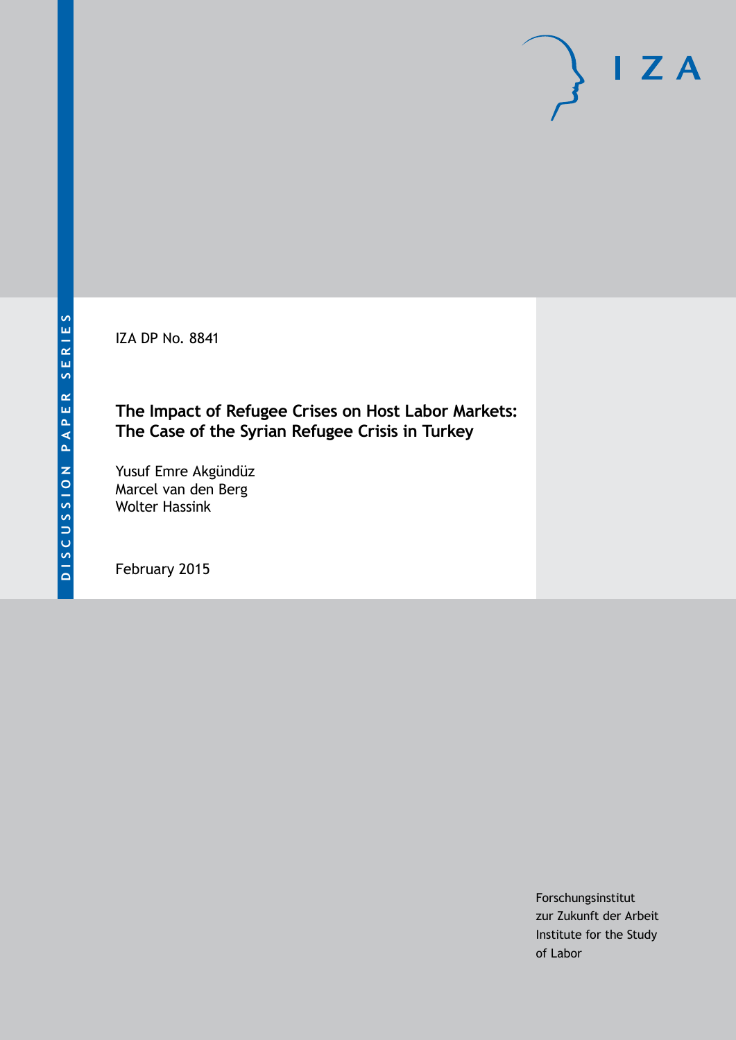DISCUSSION PAPER SERIES

IZA DP No. 8841

# The Impact of Refugee Crises on Host Labor Markets: The Case of the Syrian Refugee Crisis in Turkey

Yusuf Emre Akgündüz
Marcel van den Berg
Wolter Hassink

February 2015

Forschungsinstitut
zur Zukunft der Arbeit
Institute for the Study
of Labor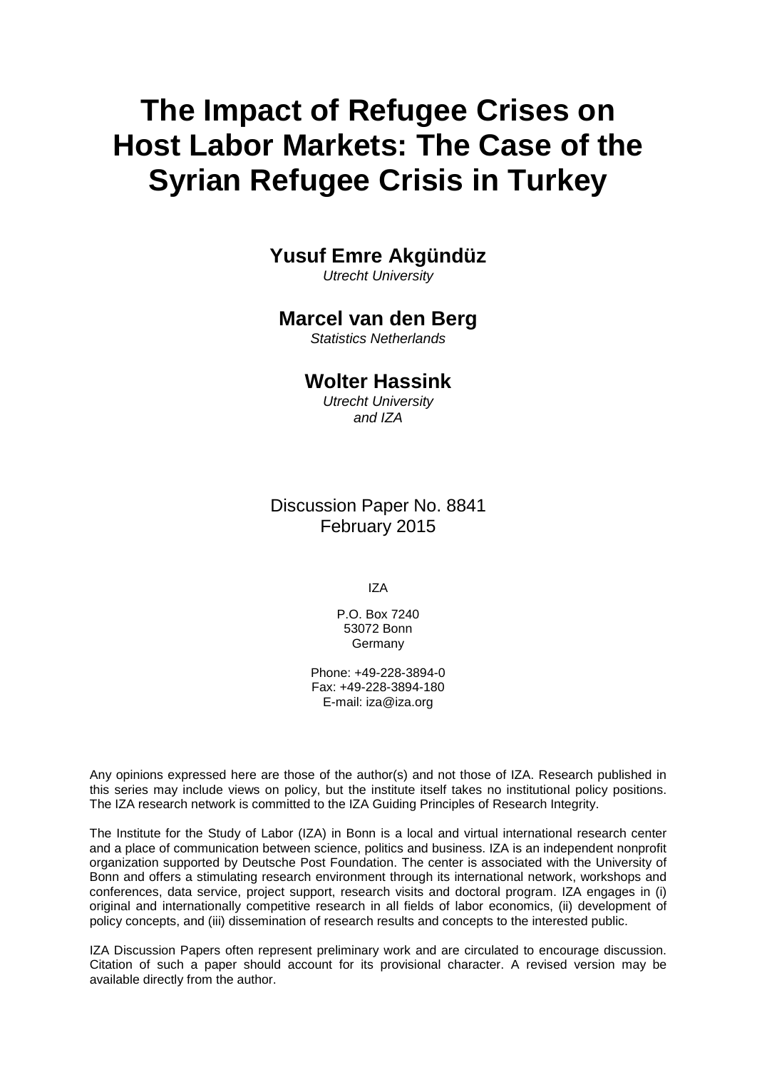# The Impact of Refugee Crises on Host Labor Markets: The Case of the Syrian Refugee Crisis in Turkey

**Yusuf Emre Akgündüz**
*Utrecht University*

**Marcel van den Berg**
*Statistics Netherlands*

**Wolter Hassink**
*Utrecht University*
*and IZA*

Discussion Paper No. 8841
February 2015

IZA

P.O. Box 7240
53072 Bonn
Germany

Phone: +49-228-3894-0
Fax: +49-228-3894-180
E-mail: iza@iza.org

Any opinions expressed here are those of the author(s) and not those of IZA. Research published in this series may include views on policy, but the institute itself takes no institutional policy positions. The IZA research network is committed to the IZA Guiding Principles of Research Integrity.

The Institute for the Study of Labor (IZA) in Bonn is a local and virtual international research center and a place of communication between science, politics and business. IZA is an independent nonprofit organization supported by Deutsche Post Foundation. The center is associated with the University of Bonn and offers a stimulating research environment through its international network, workshops and conferences, data service, project support, research visits and doctoral program. IZA engages in (i) original and internationally competitive research in all fields of labor economics, (ii) development of policy concepts, and (iii) dissemination of research results and concepts to the interested public.

IZA Discussion Papers often represent preliminary work and are circulated to encourage discussion. Citation of such a paper should account for its provisional character. A revised version may be available directly from the author.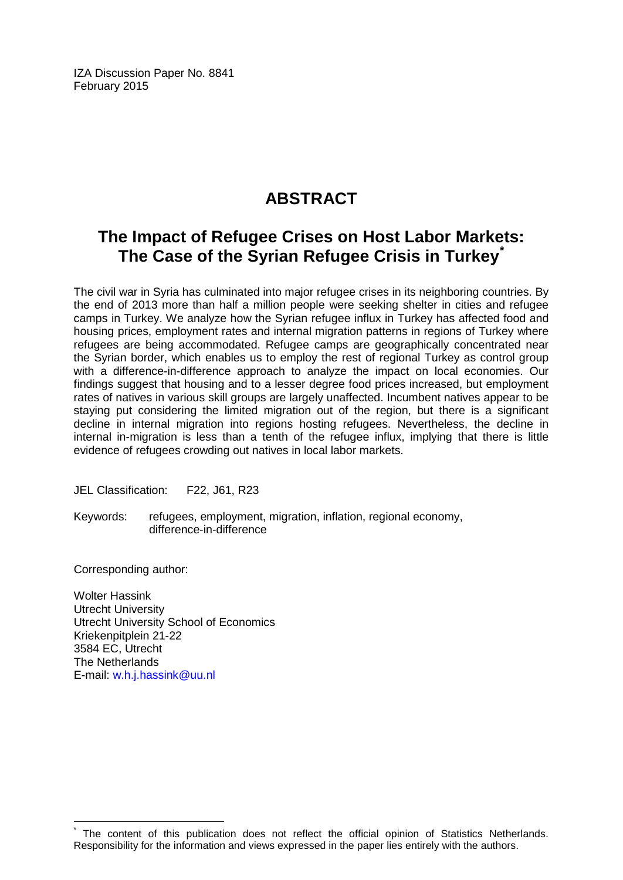IZA Discussion Paper No. 8841
February 2015

# ABSTRACT

## The Impact of Refugee Crises on Host Labor Markets: The Case of the Syrian Refugee Crisis in Turkey[*]

The civil war in Syria has culminated into major refugee crises in its neighboring countries. By the end of 2013 more than half a million people were seeking shelter in cities and refugee camps in Turkey. We analyze how the Syrian refugee influx in Turkey has affected food and housing prices, employment rates and internal migration patterns in regions of Turkey where refugees are being accommodated. Refugee camps are geographically concentrated near the Syrian border, which enables us to employ the rest of regional Turkey as control group with a difference-in-difference approach to analyze the impact on local economies. Our findings suggest that housing and to a lesser degree food prices increased, but employment rates of natives in various skill groups are largely unaffected. Incumbent natives appear to be staying put considering the limited migration out of the region, but there is a significant decline in internal migration into regions hosting refugees. Nevertheless, the decline in internal in-migration is less than a tenth of the refugee influx, implying that there is little evidence of refugees crowding out natives in local labor markets.

JEL Classification: F22, J61, R23

Keywords: refugees, employment, migration, inflation, regional economy, difference-in-difference

Corresponding author:

Wolter Hassink
Utrecht University
Utrecht University School of Economics
Kriekenpitplein 21-22
3584 EC, Utrecht
The Netherlands
E-mail: w.h.j.hassink@uu.nl

[*] The content of this publication does not reflect the official opinion of Statistics Netherlands. Responsibility for the information and views expressed in the paper lies entirely with the authors.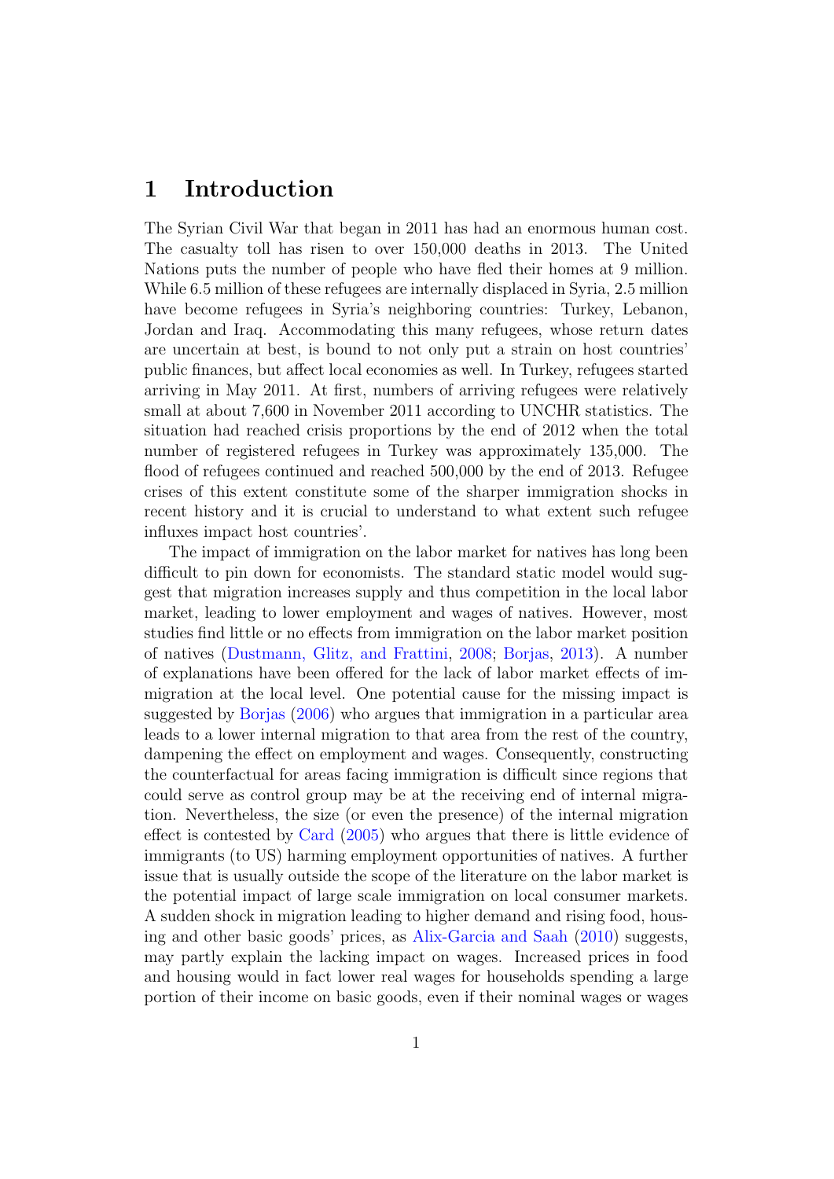# 1 Introduction

The Syrian Civil War that began in 2011 has had an enormous human cost. The casualty toll has risen to over 150,000 deaths in 2013. The United Nations puts the number of people who have fled their homes at 9 million. While 6.5 million of these refugees are internally displaced in Syria, 2.5 million have become refugees in Syria's neighboring countries: Turkey, Lebanon, Jordan and Iraq. Accommodating this many refugees, whose return dates are uncertain at best, is bound to not only put a strain on host countries' public finances, but affect local economies as well. In Turkey, refugees started arriving in May 2011. At first, numbers of arriving refugees were relatively small at about 7,600 in November 2011 according to UNCHR statistics. The situation had reached crisis proportions by the end of 2012 when the total number of registered refugees in Turkey was approximately 135,000. The flood of refugees continued and reached 500,000 by the end of 2013. Refugee crises of this extent constitute some of the sharper immigration shocks in recent history and it is crucial to understand to what extent such refugee influxes impact host countries'.

The impact of immigration on the labor market for natives has long been difficult to pin down for economists. The standard static model would suggest that migration increases supply and thus competition in the local labor market, leading to lower employment and wages of natives. However, most studies find little or no effects from immigration on the labor market position of natives (Dustmann, Glitz, and Frattini, 2008; Borjas, 2013). A number of explanations have been offered for the lack of labor market effects of immigration at the local level. One potential cause for the missing impact is suggested by Borjas (2006) who argues that immigration in a particular area leads to a lower internal migration to that area from the rest of the country, dampening the effect on employment and wages. Consequently, constructing the counterfactual for areas facing immigration is difficult since regions that could serve as control group may be at the receiving end of internal migration. Nevertheless, the size (or even the presence) of the internal migration effect is contested by Card (2005) who argues that there is little evidence of immigrants (to US) harming employment opportunities of natives. A further issue that is usually outside the scope of the literature on the labor market is the potential impact of large scale immigration on local consumer markets. A sudden shock in migration leading to higher demand and rising food, housing and other basic goods' prices, as Alix-Garcia and Saah (2010) suggests, may partly explain the lacking impact on wages. Increased prices in food and housing would in fact lower real wages for households spending a large portion of their income on basic goods, even if their nominal wages or wages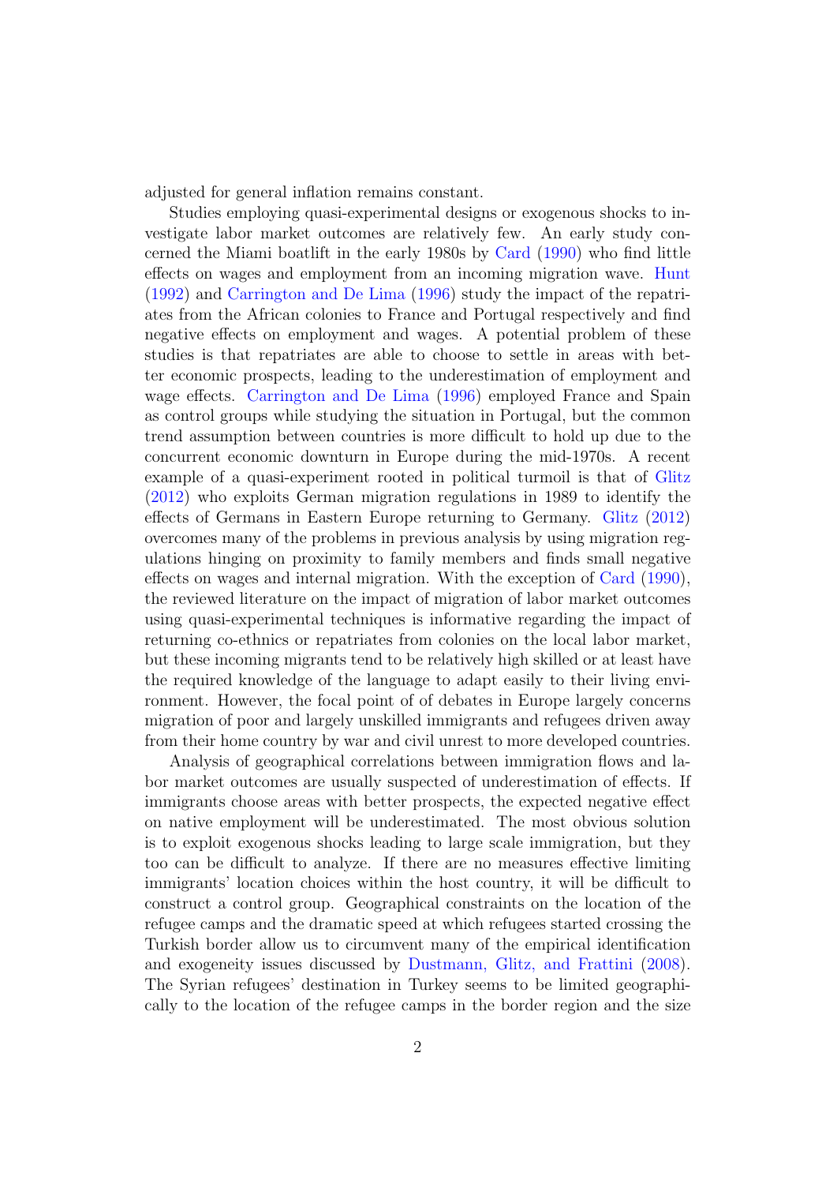adjusted for general inflation remains constant.

Studies employing quasi-experimental designs or exogenous shocks to investigate labor market outcomes are relatively few. An early study concerned the Miami boatlift in the early 1980s by Card (1990) who find little effects on wages and employment from an incoming migration wave. Hunt (1992) and Carrington and De Lima (1996) study the impact of the repatriates from the African colonies to France and Portugal respectively and find negative effects on employment and wages. A potential problem of these studies is that repatriates are able to choose to settle in areas with better economic prospects, leading to the underestimation of employment and wage effects. Carrington and De Lima (1996) employed France and Spain as control groups while studying the situation in Portugal, but the common trend assumption between countries is more difficult to hold up due to the concurrent economic downturn in Europe during the mid-1970s. A recent example of a quasi-experiment rooted in political turmoil is that of Glitz (2012) who exploits German migration regulations in 1989 to identify the effects of Germans in Eastern Europe returning to Germany. Glitz (2012) overcomes many of the problems in previous analysis by using migration regulations hinging on proximity to family members and finds small negative effects on wages and internal migration. With the exception of Card (1990), the reviewed literature on the impact of migration of labor market outcomes using quasi-experimental techniques is informative regarding the impact of returning co-ethnics or repatriates from colonies on the local labor market, but these incoming migrants tend to be relatively high skilled or at least have the required knowledge of the language to adapt easily to their living environment. However, the focal point of of debates in Europe largely concerns migration of poor and largely unskilled immigrants and refugees driven away from their home country by war and civil unrest to more developed countries.

Analysis of geographical correlations between immigration flows and labor market outcomes are usually suspected of underestimation of effects. If immigrants choose areas with better prospects, the expected negative effect on native employment will be underestimated. The most obvious solution is to exploit exogenous shocks leading to large scale immigration, but they too can be difficult to analyze. If there are no measures effective limiting immigrants' location choices within the host country, it will be difficult to construct a control group. Geographical constraints on the location of the refugee camps and the dramatic speed at which refugees started crossing the Turkish border allow us to circumvent many of the empirical identification and exogeneity issues discussed by Dustmann, Glitz, and Frattini (2008). The Syrian refugees' destination in Turkey seems to be limited geographically to the location of the refugee camps in the border region and the size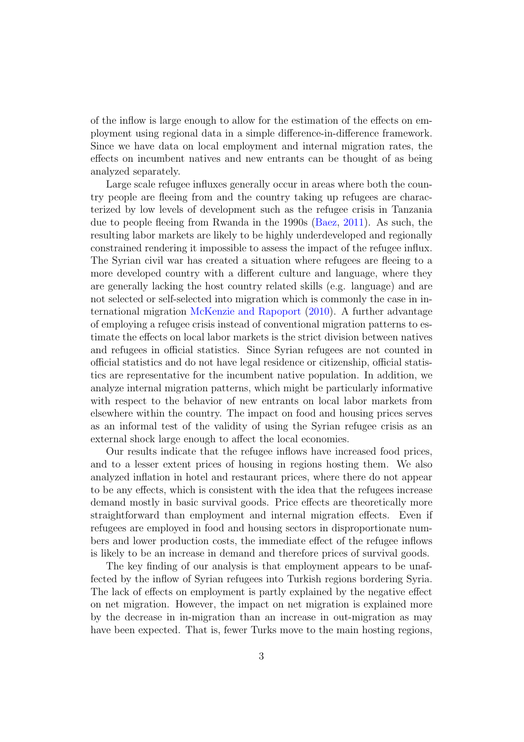of the inflow is large enough to allow for the estimation of the effects on employment using regional data in a simple difference-in-difference framework. Since we have data on local employment and internal migration rates, the effects on incumbent natives and new entrants can be thought of as being analyzed separately.

Large scale refugee influxes generally occur in areas where both the country people are fleeing from and the country taking up refugees are characterized by low levels of development such as the refugee crisis in Tanzania due to people fleeing from Rwanda in the 1990s (Baez, 2011). As such, the resulting labor markets are likely to be highly underdeveloped and regionally constrained rendering it impossible to assess the impact of the refugee influx. The Syrian civil war has created a situation where refugees are fleeing to a more developed country with a different culture and language, where they are generally lacking the host country related skills (e.g. language) and are not selected or self-selected into migration which is commonly the case in international migration McKenzie and Rapoport (2010). A further advantage of employing a refugee crisis instead of conventional migration patterns to estimate the effects on local labor markets is the strict division between natives and refugees in official statistics. Since Syrian refugees are not counted in official statistics and do not have legal residence or citizenship, official statistics are representative for the incumbent native population. In addition, we analyze internal migration patterns, which might be particularly informative with respect to the behavior of new entrants on local labor markets from elsewhere within the country. The impact on food and housing prices serves as an informal test of the validity of using the Syrian refugee crisis as an external shock large enough to affect the local economies.

Our results indicate that the refugee inflows have increased food prices, and to a lesser extent prices of housing in regions hosting them. We also analyzed inflation in hotel and restaurant prices, where there do not appear to be any effects, which is consistent with the idea that the refugees increase demand mostly in basic survival goods. Price effects are theoretically more straightforward than employment and internal migration effects. Even if refugees are employed in food and housing sectors in disproportionate numbers and lower production costs, the immediate effect of the refugee inflows is likely to be an increase in demand and therefore prices of survival goods.

The key finding of our analysis is that employment appears to be unaffected by the inflow of Syrian refugees into Turkish regions bordering Syria. The lack of effects on employment is partly explained by the negative effect on net migration. However, the impact on net migration is explained more by the decrease in in-migration than an increase in out-migration as may have been expected. That is, fewer Turks move to the main hosting regions,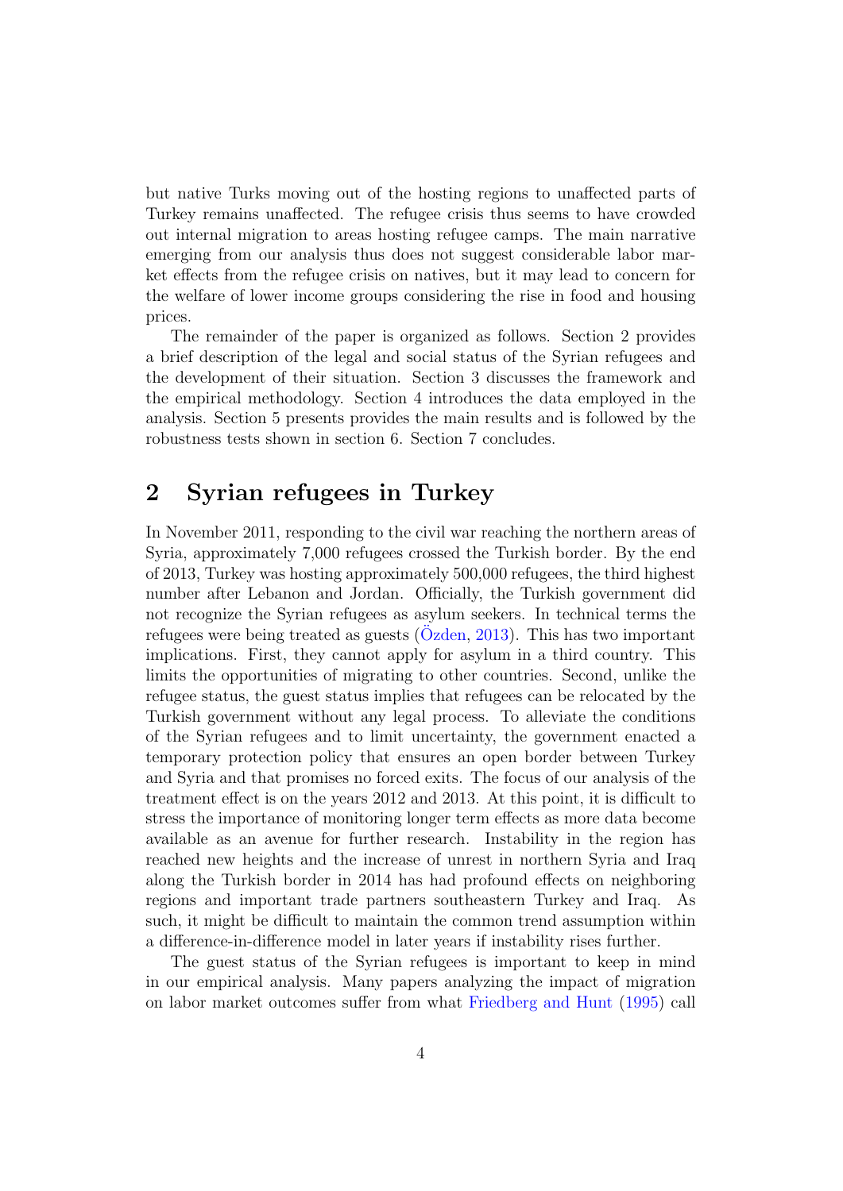but native Turks moving out of the hosting regions to unaffected parts of Turkey remains unaffected. The refugee crisis thus seems to have crowded out internal migration to areas hosting refugee camps. The main narrative emerging from our analysis thus does not suggest considerable labor market effects from the refugee crisis on natives, but it may lead to concern for the welfare of lower income groups considering the rise in food and housing prices.

The remainder of the paper is organized as follows. Section 2 provides a brief description of the legal and social status of the Syrian refugees and the development of their situation. Section 3 discusses the framework and the empirical methodology. Section 4 introduces the data employed in the analysis. Section 5 presents provides the main results and is followed by the robustness tests shown in section 6. Section 7 concludes.

## 2 Syrian refugees in Turkey

In November 2011, responding to the civil war reaching the northern areas of Syria, approximately 7,000 refugees crossed the Turkish border. By the end of 2013, Turkey was hosting approximately 500,000 refugees, the third highest number after Lebanon and Jordan. Officially, the Turkish government did not recognize the Syrian refugees as asylum seekers. In technical terms the refugees were being treated as guests (Özden, 2013). This has two important implications. First, they cannot apply for asylum in a third country. This limits the opportunities of migrating to other countries. Second, unlike the refugee status, the guest status implies that refugees can be relocated by the Turkish government without any legal process. To alleviate the conditions of the Syrian refugees and to limit uncertainty, the government enacted a temporary protection policy that ensures an open border between Turkey and Syria and that promises no forced exits. The focus of our analysis of the treatment effect is on the years 2012 and 2013. At this point, it is difficult to stress the importance of monitoring longer term effects as more data become available as an avenue for further research. Instability in the region has reached new heights and the increase of unrest in northern Syria and Iraq along the Turkish border in 2014 has had profound effects on neighboring regions and important trade partners southeastern Turkey and Iraq. As such, it might be difficult to maintain the common trend assumption within a difference-in-difference model in later years if instability rises further.

The guest status of the Syrian refugees is important to keep in mind in our empirical analysis. Many papers analyzing the impact of migration on labor market outcomes suffer from what Friedberg and Hunt (1995) call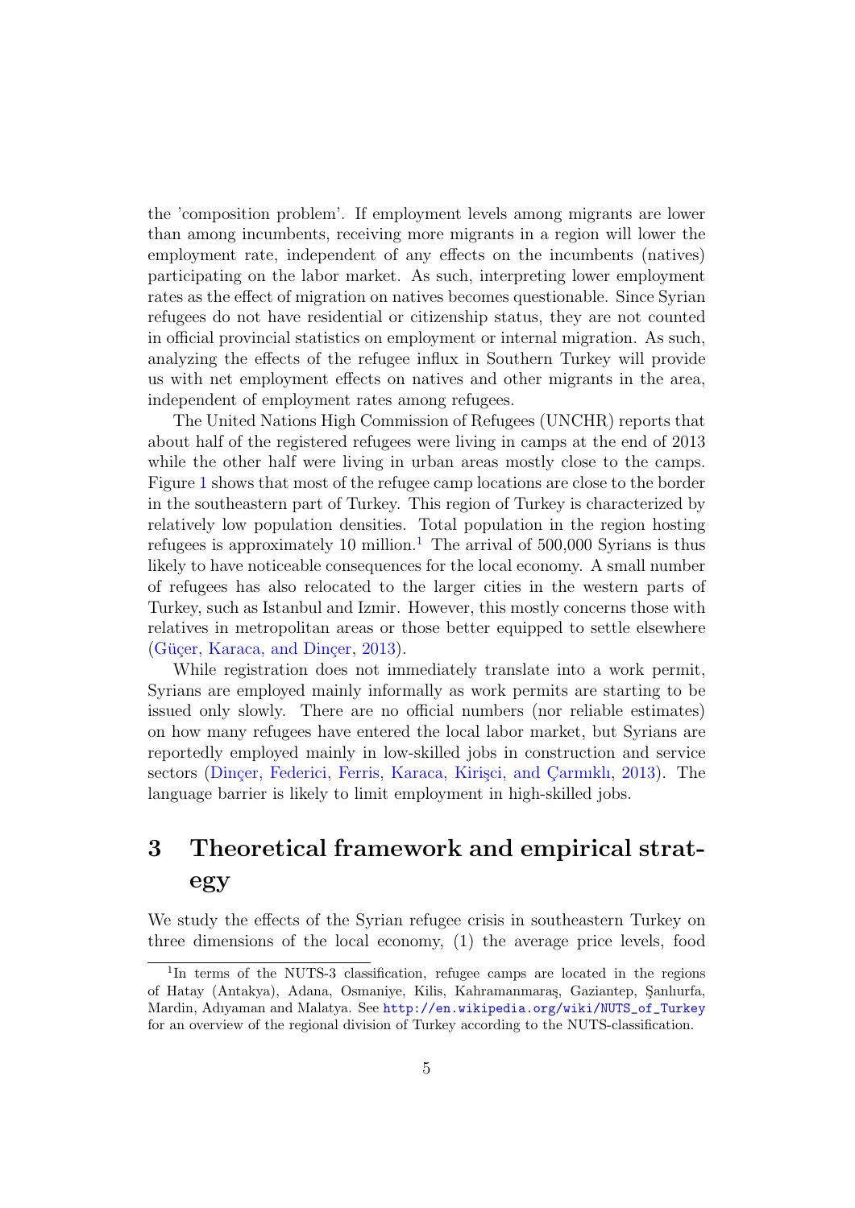the 'composition problem'. If employment levels among migrants are lower than among incumbents, receiving more migrants in a region will lower the employment rate, independent of any effects on the incumbents (natives) participating on the labor market. As such, interpreting lower employment rates as the effect of migration on natives becomes questionable. Since Syrian refugees do not have residential or citizenship status, they are not counted in official provincial statistics on employment or internal migration. As such, analyzing the effects of the refugee influx in Southern Turkey will provide us with net employment effects on natives and other migrants in the area, independent of employment rates among refugees.

The United Nations High Commission of Refugees (UNCHR) reports that about half of the registered refugees were living in camps at the end of 2013 while the other half were living in urban areas mostly close to the camps. Figure 1 shows that most of the refugee camp locations are close to the border in the southeastern part of Turkey. This region of Turkey is characterized by relatively low population densities. Total population in the region hosting refugees is approximately 10 million.[1] The arrival of 500,000 Syrians is thus likely to have noticeable consequences for the local economy. A small number of refugees has also relocated to the larger cities in the western parts of Turkey, such as Istanbul and Izmir. However, this mostly concerns those with relatives in metropolitan areas or those better equipped to settle elsewhere (Güçer, Karaca, and Dinçer, 2013).

While registration does not immediately translate into a work permit, Syrians are employed mainly informally as work permits are starting to be issued only slowly. There are no official numbers (nor reliable estimates) on how many refugees have entered the local labor market, but Syrians are reportedly employed mainly in low-skilled jobs in construction and service sectors (Dinçer, Federici, Ferris, Karaca, Kirişci, and Çarmıklı, 2013). The language barrier is likely to limit employment in high-skilled jobs.

# 3 Theoretical framework and empirical strategy

We study the effects of the Syrian refugee crisis in southeastern Turkey on three dimensions of the local economy, (1) the average price levels, food

[1] In terms of the NUTS-3 classification, refugee camps are located in the regions of Hatay (Antakya), Adana, Osmaniye, Kilis, Kahramanmaraş, Gaziantep, Şanlıurfa, Mardin, Adıyaman and Malatya. See http://en.wikipedia.org/wiki/NUTS_of_Turkey for an overview of the regional division of Turkey according to the NUTS-classification.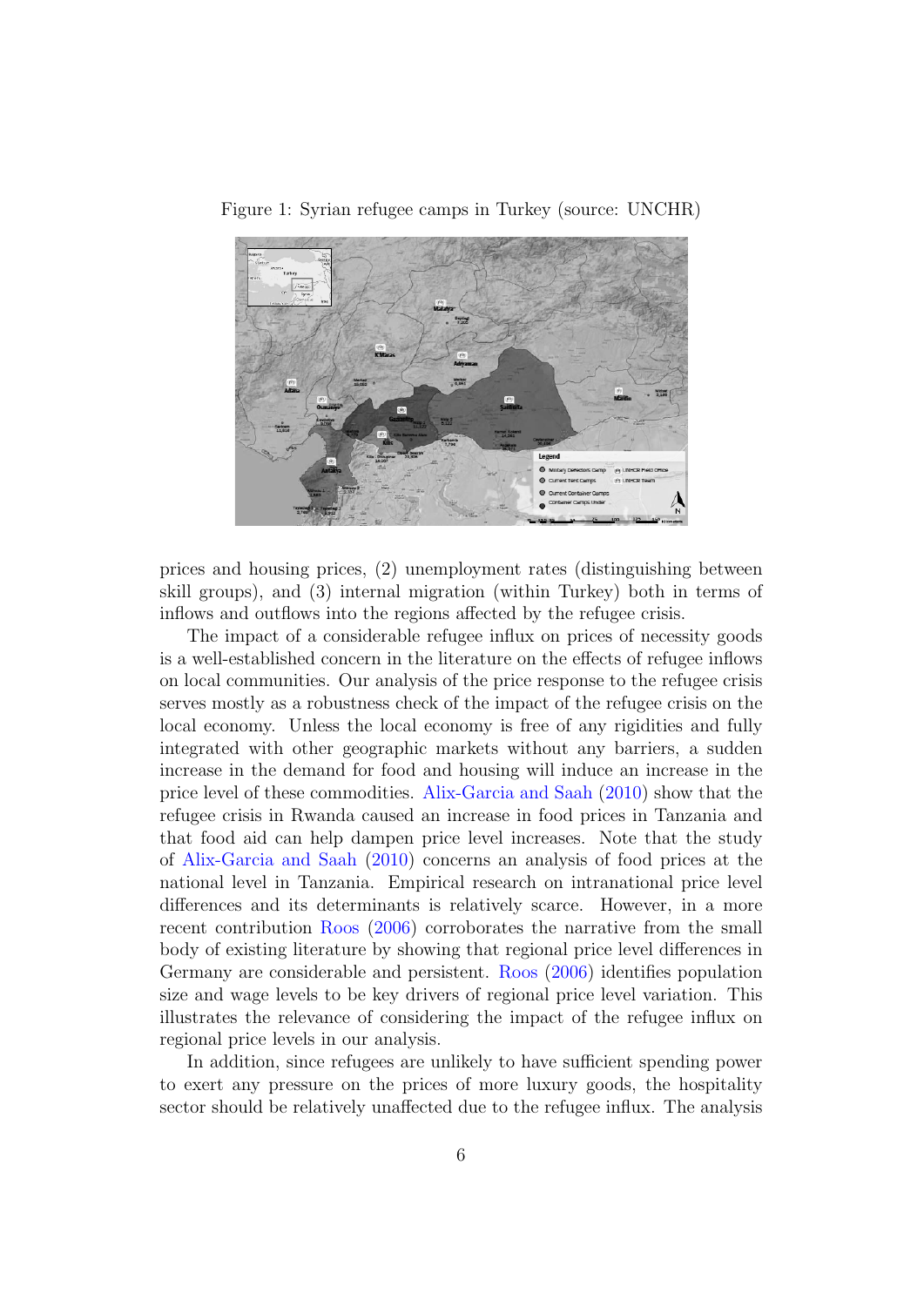Figure 1: Syrian refugee camps in Turkey (source: UNCHR)

prices and housing prices, (2) unemployment rates (distinguishing between skill groups), and (3) internal migration (within Turkey) both in terms of inflows and outflows into the regions affected by the refugee crisis.

The impact of a considerable refugee influx on prices of necessity goods is a well-established concern in the literature on the effects of refugee inflows on local communities. Our analysis of the price response to the refugee crisis serves mostly as a robustness check of the impact of the refugee crisis on the local economy. Unless the local economy is free of any rigidities and fully integrated with other geographic markets without any barriers, a sudden increase in the demand for food and housing will induce an increase in the price level of these commodities. Alix-Garcia and Saah (2010) show that the refugee crisis in Rwanda caused an increase in food prices in Tanzania and that food aid can help dampen price level increases. Note that the study of Alix-Garcia and Saah (2010) concerns an analysis of food prices at the national level in Tanzania. Empirical research on intranational price level differences and its determinants is relatively scarce. However, in a more recent contribution Roos (2006) corroborates the narrative from the small body of existing literature by showing that regional price level differences in Germany are considerable and persistent. Roos (2006) identifies population size and wage levels to be key drivers of regional price level variation. This illustrates the relevance of considering the impact of the refugee influx on regional price levels in our analysis.

In addition, since refugees are unlikely to have sufficient spending power to exert any pressure on the prices of more luxury goods, the hospitality sector should be relatively unaffected due to the refugee influx. The analysis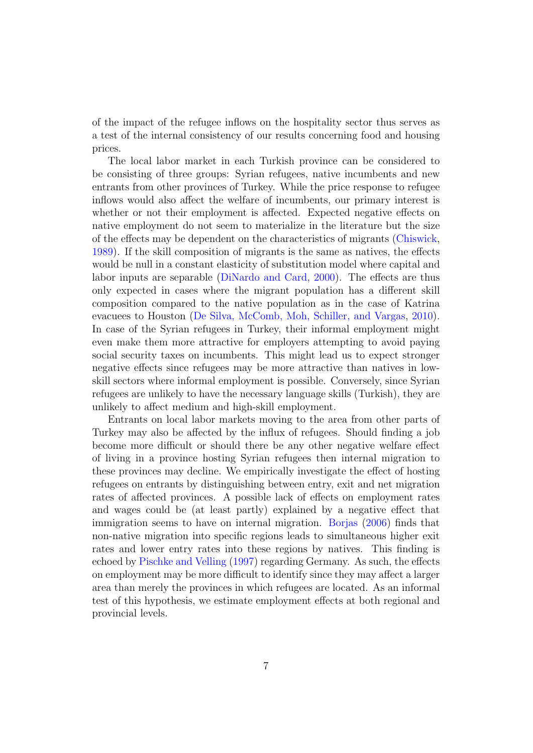of the impact of the refugee inflows on the hospitality sector thus serves as a test of the internal consistency of our results concerning food and housing prices.

The local labor market in each Turkish province can be considered to be consisting of three groups: Syrian refugees, native incumbents and new entrants from other provinces of Turkey. While the price response to refugee inflows would also affect the welfare of incumbents, our primary interest is whether or not their employment is affected. Expected negative effects on native employment do not seem to materialize in the literature but the size of the effects may be dependent on the characteristics of migrants (Chiswick, 1989). If the skill composition of migrants is the same as natives, the effects would be null in a constant elasticity of substitution model where capital and labor inputs are separable (DiNardo and Card, 2000). The effects are thus only expected in cases where the migrant population has a different skill composition compared to the native population as in the case of Katrina evacuees to Houston (De Silva, McComb, Moh, Schiller, and Vargas, 2010). In case of the Syrian refugees in Turkey, their informal employment might even make them more attractive for employers attempting to avoid paying social security taxes on incumbents. This might lead us to expect stronger negative effects since refugees may be more attractive than natives in low-skill sectors where informal employment is possible. Conversely, since Syrian refugees are unlikely to have the necessary language skills (Turkish), they are unlikely to affect medium and high-skill employment.

Entrants on local labor markets moving to the area from other parts of Turkey may also be affected by the influx of refugees. Should finding a job become more difficult or should there be any other negative welfare effect of living in a province hosting Syrian refugees then internal migration to these provinces may decline. We empirically investigate the effect of hosting refugees on entrants by distinguishing between entry, exit and net migration rates of affected provinces. A possible lack of effects on employment rates and wages could be (at least partly) explained by a negative effect that immigration seems to have on internal migration. Borjas (2006) finds that non-native migration into specific regions leads to simultaneous higher exit rates and lower entry rates into these regions by natives. This finding is echoed by Pischke and Velling (1997) regarding Germany. As such, the effects on employment may be more difficult to identify since they may affect a larger area than merely the provinces in which refugees are located. As an informal test of this hypothesis, we estimate employment effects at both regional and provincial levels.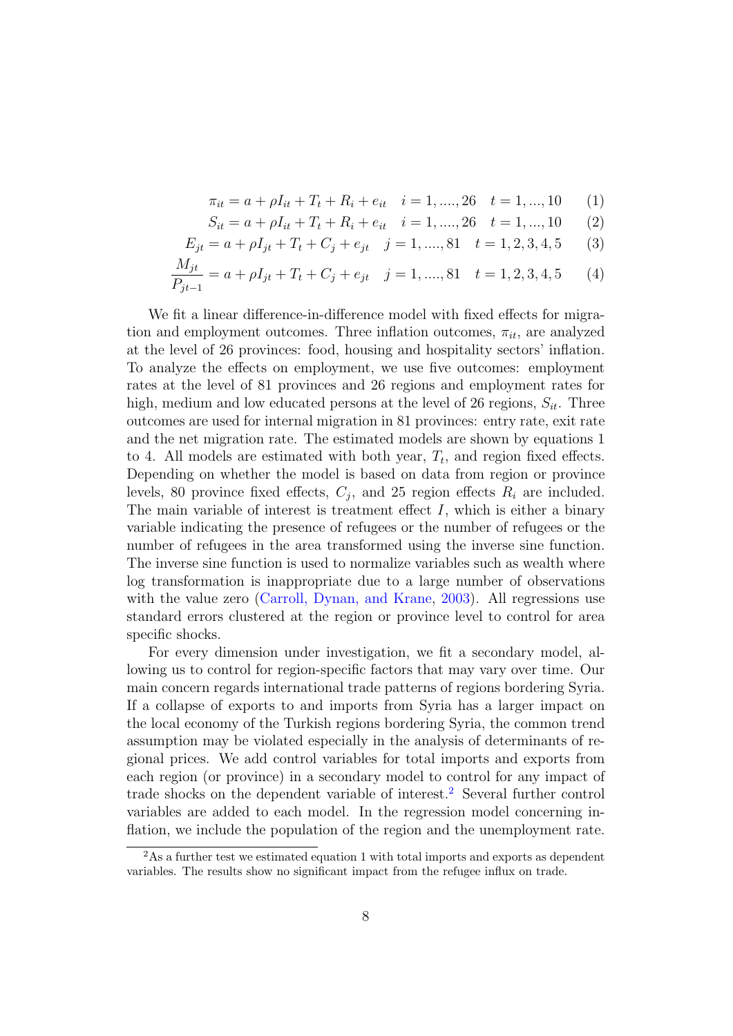$$\pi_{it} = a + \rho I_{it} + T_t + R_i + e_{it} \quad i = 1, ...., 26 \quad t = 1, ..., 10 \tag{1}$$

$$S_{it} = a + \rho I_{it} + T_t + R_i + e_{it} \quad i = 1, ...., 26 \quad t = 1, ..., 10 \tag{2}$$

$$E_{jt} = a + \rho I_{jt} + T_t + C_j + e_{jt} \quad j = 1, ...., 81 \quad t = 1, 2, 3, 4, 5 \tag{3}$$

$$\frac{M_{jt}}{P_{jt-1}} = a + \rho I_{jt} + T_t + C_j + e_{jt} \quad j = 1, ...., 81 \quad t = 1, 2, 3, 4, 5 \tag{4}$$

We fit a linear difference-in-difference model with fixed effects for migration and employment outcomes. Three inflation outcomes, $\pi_{it}$, are analyzed at the level of 26 provinces: food, housing and hospitality sectors' inflation. To analyze the effects on employment, we use five outcomes: employment rates at the level of 81 provinces and 26 regions and employment rates for high, medium and low educated persons at the level of 26 regions, $S_{it}$. Three outcomes are used for internal migration in 81 provinces: entry rate, exit rate and the net migration rate. The estimated models are shown by equations 1 to 4. All models are estimated with both year, $T_t$, and region fixed effects. Depending on whether the model is based on data from region or province levels, 80 province fixed effects, $C_j$, and 25 region effects $R_i$ are included. The main variable of interest is treatment effect $I$, which is either a binary variable indicating the presence of refugees or the number of refugees or the number of refugees in the area transformed using the inverse sine function. The inverse sine function is used to normalize variables such as wealth where log transformation is inappropriate due to a large number of observations with the value zero (Carroll, Dynan, and Krane, 2003). All regressions use standard errors clustered at the region or province level to control for area specific shocks.

For every dimension under investigation, we fit a secondary model, allowing us to control for region-specific factors that may vary over time. Our main concern regards international trade patterns of regions bordering Syria. If a collapse of exports to and imports from Syria has a larger impact on the local economy of the Turkish regions bordering Syria, the common trend assumption may be violated especially in the analysis of determinants of regional prices. We add control variables for total imports and exports from each region (or province) in a secondary model to control for any impact of trade shocks on the dependent variable of interest.[2] Several further control variables are added to each model. In the regression model concerning inflation, we include the population of the region and the unemployment rate.

[2] As a further test we estimated equation 1 with total imports and exports as dependent variables. The results show no significant impact from the refugee influx on trade.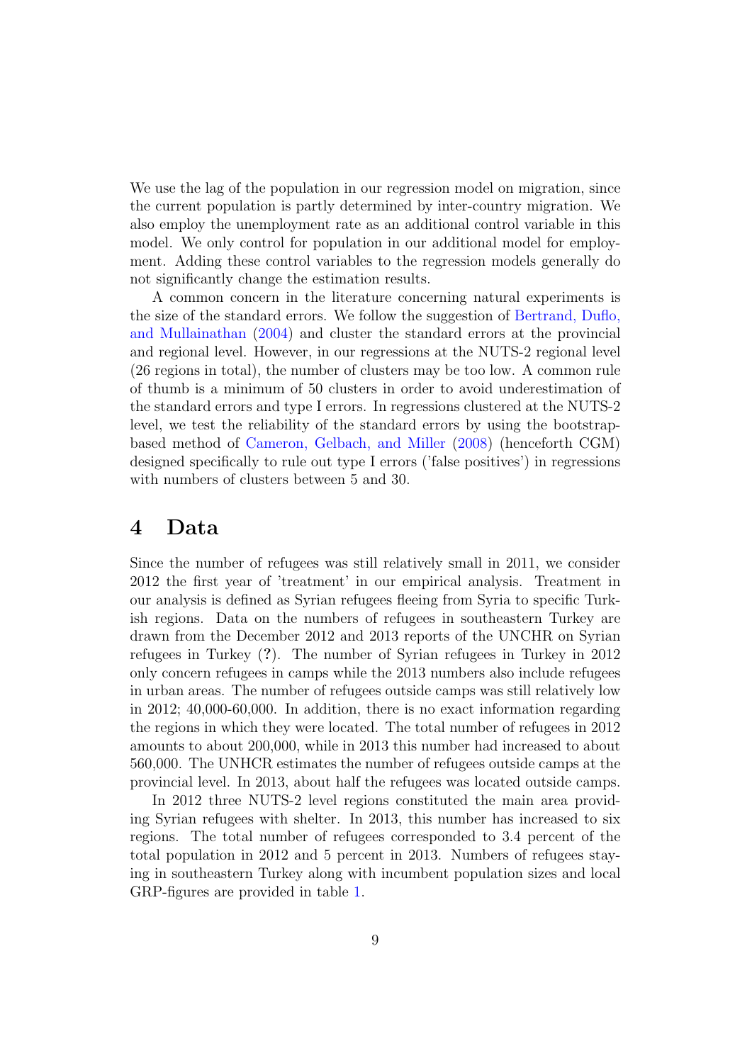We use the lag of the population in our regression model on migration, since the current population is partly determined by inter-country migration. We also employ the unemployment rate as an additional control variable in this model. We only control for population in our additional model for employment. Adding these control variables to the regression models generally do not significantly change the estimation results.

A common concern in the literature concerning natural experiments is the size of the standard errors. We follow the suggestion of Bertrand, Duflo, and Mullainathan (2004) and cluster the standard errors at the provincial and regional level. However, in our regressions at the NUTS-2 regional level (26 regions in total), the number of clusters may be too low. A common rule of thumb is a minimum of 50 clusters in order to avoid underestimation of the standard errors and type I errors. In regressions clustered at the NUTS-2 level, we test the reliability of the standard errors by using the bootstrap-based method of Cameron, Gelbach, and Miller (2008) (henceforth CGM) designed specifically to rule out type I errors ('false positives') in regressions with numbers of clusters between 5 and 30.

# 4 Data

Since the number of refugees was still relatively small in 2011, we consider 2012 the first year of 'treatment' in our empirical analysis. Treatment in our analysis is defined as Syrian refugees fleeing from Syria to specific Turkish regions. Data on the numbers of refugees in southeastern Turkey are drawn from the December 2012 and 2013 reports of the UNCHR on Syrian refugees in Turkey (?). The number of Syrian refugees in Turkey in 2012 only concern refugees in camps while the 2013 numbers also include refugees in urban areas. The number of refugees outside camps was still relatively low in 2012; 40,000-60,000. In addition, there is no exact information regarding the regions in which they were located. The total number of refugees in 2012 amounts to about 200,000, while in 2013 this number had increased to about 560,000. The UNHCR estimates the number of refugees outside camps at the provincial level. In 2013, about half the refugees was located outside camps.

In 2012 three NUTS-2 level regions constituted the main area providing Syrian refugees with shelter. In 2013, this number has increased to six regions. The total number of refugees corresponded to 3.4 percent of the total population in 2012 and 5 percent in 2013. Numbers of refugees staying in southeastern Turkey along with incumbent population sizes and local GRP-figures are provided in table 1.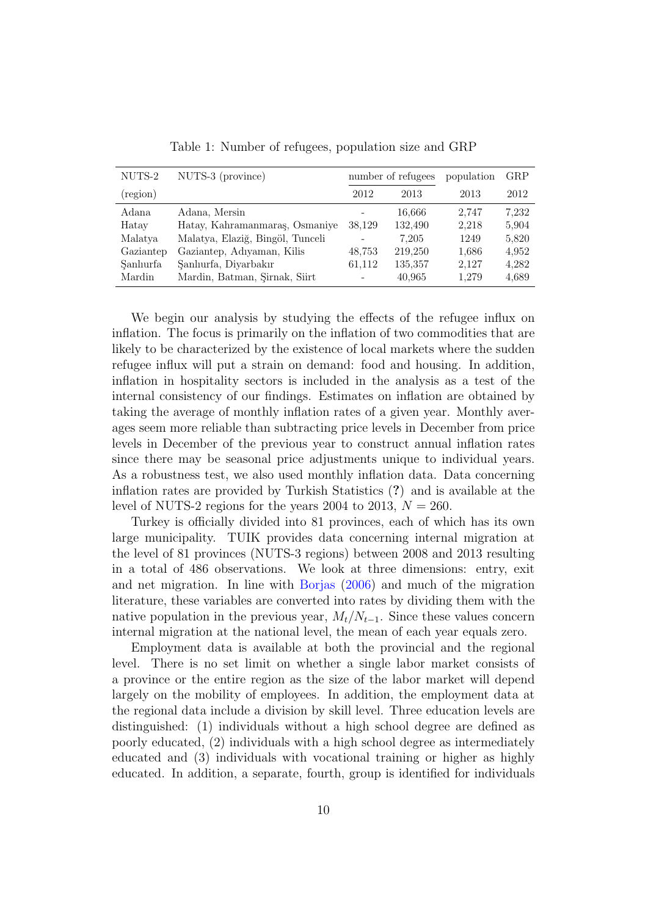Table 1: Number of refugees, population size and GRP

| NUTS-2 | NUTS-3 (province) | number of refugees | | population | GRP |
|---|---|---|---|---|---|
| (region) | | 2012 | 2013 | 2013 | 2012 |
| Adana | Adana, Mersin | - | 16,666 | 2,747 | 7,232 |
| Hatay | Hatay, Kahramanmaraş, Osmaniye | 38,129 | 132,490 | 2,218 | 5,904 |
| Malatya | Malatya, Elaziğ, Bingöl, Tunceli | - | 7,205 | 1249 | 5,820 |
| Gaziantep | Gaziantep, Adıyaman, Kilis | 48,753 | 219,250 | 1,686 | 4,952 |
| Şanlıurfa | Şanlıurfa, Diyarbakır | 61,112 | 135,357 | 2,127 | 4,282 |
| Mardin | Mardin, Batman, Şirnak, Siirt | - | 40,965 | 1,279 | 4,689 |

We begin our analysis by studying the effects of the refugee influx on inflation. The focus is primarily on the inflation of two commodities that are likely to be characterized by the existence of local markets where the sudden refugee influx will put a strain on demand: food and housing. In addition, inflation in hospitality sectors is included in the analysis as a test of the internal consistency of our findings. Estimates on inflation are obtained by taking the average of monthly inflation rates of a given year. Monthly averages seem more reliable than subtracting price levels in December from price levels in December of the previous year to construct annual inflation rates since there may be seasonal price adjustments unique to individual years. As a robustness test, we also used monthly inflation data. Data concerning inflation rates are provided by Turkish Statistics (?) and is available at the level of NUTS-2 regions for the years 2004 to 2013, $N = 260$.

Turkey is officially divided into 81 provinces, each of which has its own large municipality. TUIK provides data concerning internal migration at the level of 81 provinces (NUTS-3 regions) between 2008 and 2013 resulting in a total of 486 observations. We look at three dimensions: entry, exit and net migration. In line with Borjas (2006) and much of the migration literature, these variables are converted into rates by dividing them with the native population in the previous year, $M_t/N_{t-1}$. Since these values concern internal migration at the national level, the mean of each year equals zero.

Employment data is available at both the provincial and the regional level. There is no set limit on whether a single labor market consists of a province or the entire region as the size of the labor market will depend largely on the mobility of employees. In addition, the employment data at the regional data include a division by skill level. Three education levels are distinguished: (1) individuals without a high school degree are defined as poorly educated, (2) individuals with a high school degree as intermediately educated and (3) individuals with vocational training or higher as highly educated. In addition, a separate, fourth, group is identified for individuals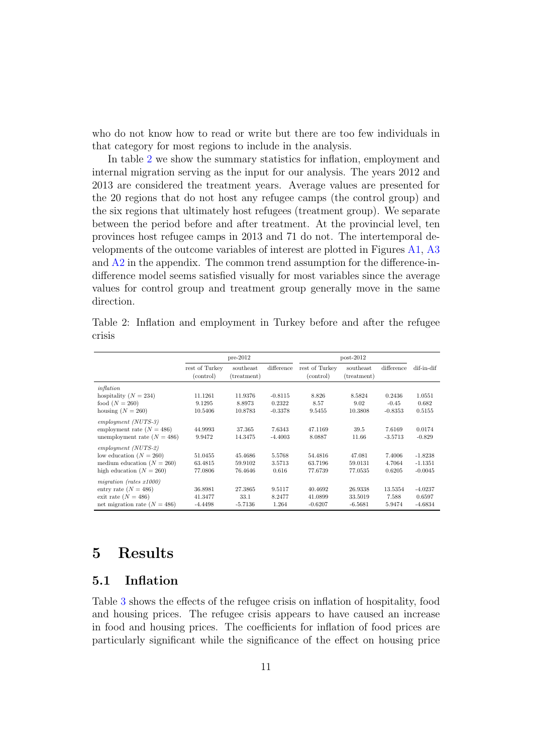who do not know how to read or write but there are too few individuals in that category for most regions to include in the analysis.

In table 2 we show the summary statistics for inflation, employment and internal migration serving as the input for our analysis. The years 2012 and 2013 are considered the treatment years. Average values are presented for the 20 regions that do not host any refugee camps (the control group) and the six regions that ultimately host refugees (treatment group). We separate between the period before and after treatment. At the provincial level, ten provinces host refugee camps in 2013 and 71 do not. The intertemporal developments of the outcome variables of interest are plotted in Figures A1, A3 and A2 in the appendix. The common trend assumption for the difference-in-difference model seems satisfied visually for most variables since the average values for control group and treatment group generally move in the same direction.

Table 2: Inflation and employment in Turkey before and after the refugee crisis

| | pre-2012 | | | post-2012 | | | |
|---|---|---|---|---|---|---|---|
| | rest of Turkey (control) | southeast (treatment) | difference | rest of Turkey (control) | southeast (treatment) | difference | dif-in-dif |
| *inflation* | | | | | | | |
| hospitality ($N = 234$) | 11.1261 | 11.9376 | -0.8115 | 8.826 | 8.5824 | 0.2436 | 1.0551 |
| food ($N = 260$) | 9.1295 | 8.8973 | 0.2322 | 8.57 | 9.02 | -0.45 | 0.682 |
| housing ($N = 260$) | 10.5406 | 10.8783 | -0.3378 | 9.5455 | 10.3808 | -0.8353 | 0.5155 |
| *employment (NUTS-3)* | | | | | | | |
| employment rate ($N = 486$) | 44.9993 | 37.365 | 7.6343 | 47.1169 | 39.5 | 7.6169 | 0.0174 |
| unemployment rate ($N = 486$) | 9.9472 | 14.3475 | -4.4003 | 8.0887 | 11.66 | -3.5713 | -0.829 |
| *employment (NUTS-2)* | | | | | | | |
| low education ($N = 260$) | 51.0455 | 45.4686 | 5.5768 | 54.4816 | 47.081 | 7.4006 | -1.8238 |
| medium education ($N = 260$) | 63.4815 | 59.9102 | 3.5713 | 63.7196 | 59.0131 | 4.7064 | -1.1351 |
| high education ($N = 260$) | 77.0806 | 76.4646 | 0.616 | 77.6739 | 77.0535 | 0.6205 | -0.0045 |
| *migration (rates x1000)* | | | | | | | |
| entry rate ($N = 486$) | 36.8981 | 27.3865 | 9.5117 | 40.4692 | 26.9338 | 13.5354 | -4.0237 |
| exit rate ($N = 486$) | 41.3477 | 33.1 | 8.2477 | 41.0899 | 33.5019 | 7.588 | 0.6597 |
| net migration rate ($N = 486$) | -4.4498 | -5.7136 | 1.264 | -0.6207 | -6.5681 | 5.9474 | -4.6834 |

# 5 Results

## 5.1 Inflation

Table 3 shows the effects of the refugee crisis on inflation of hospitality, food and housing prices. The refugee crisis appears to have caused an increase in food and housing prices. The coefficients for inflation of food prices are particularly significant while the significance of the effect on housing price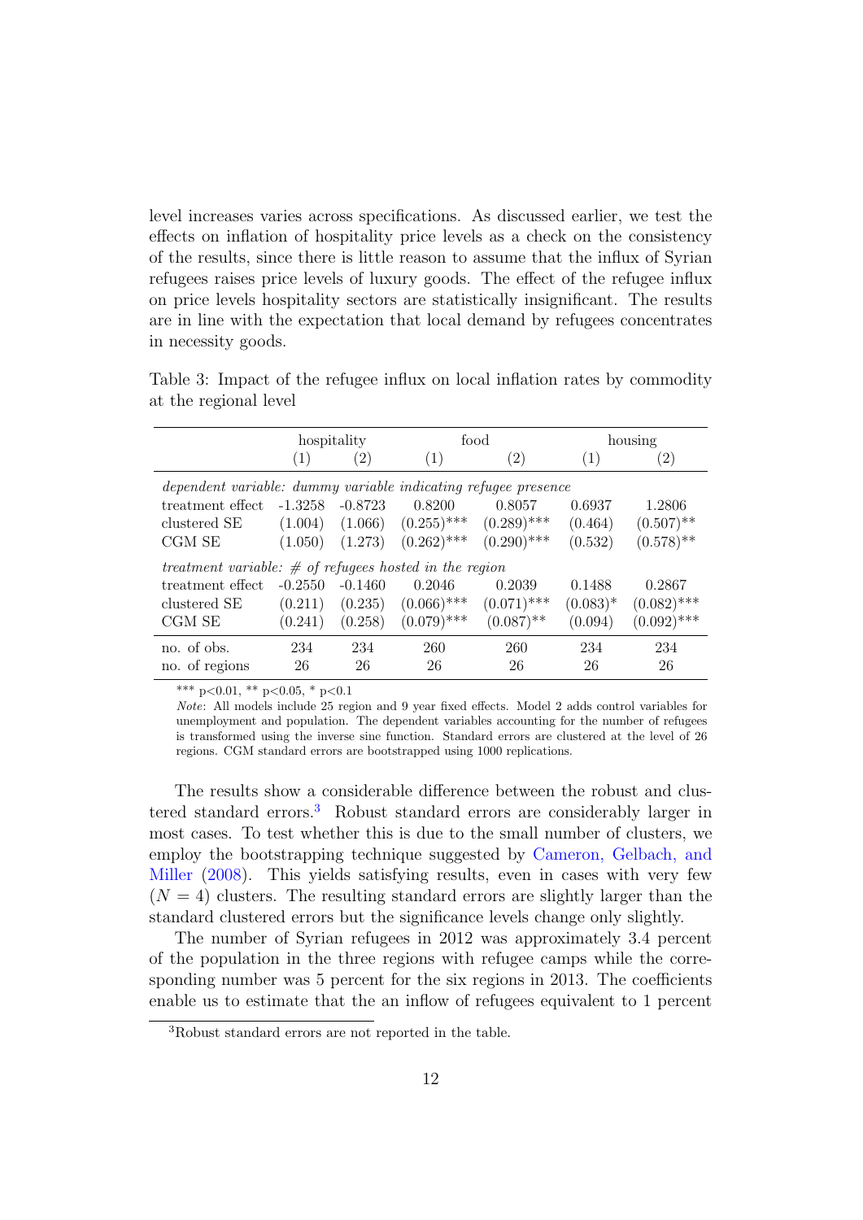level increases varies across specifications. As discussed earlier, we test the effects on inflation of hospitality price levels as a check on the consistency of the results, since there is little reason to assume that the influx of Syrian refugees raises price levels of luxury goods. The effect of the refugee influx on price levels hospitality sectors are statistically insignificant. The results are in line with the expectation that local demand by refugees concentrates in necessity goods.

Table 3: Impact of the refugee influx on local inflation rates by commodity at the regional level

| | hospitality | | food | | housing | |
|---|---|---|---|---|---|---|
| | (1) | (2) | (1) | (2) | (1) | (2) |
| *dependent variable: dummy variable indicating refugee presence* | | | | | | |
| treatment effect | -1.3258 | -0.8723 | 0.8200 | 0.8057 | 0.6937 | 1.2806 |
| clustered SE | (1.004) | (1.066) | (0.255)*** | (0.289)*** | (0.464) | (0.507)** |
| CGM SE | (1.050) | (1.273) | (0.262)*** | (0.290)*** | (0.532) | (0.578)** |
| *treatment variable: # of refugees hosted in the region* | | | | | | |
| treatment effect | -0.2550 | -0.1460 | 0.2046 | 0.2039 | 0.1488 | 0.2867 |
| clustered SE | (0.211) | (0.235) | (0.066)*** | (0.071)*** | (0.083)* | (0.082)*** |
| CGM SE | (0.241) | (0.258) | (0.079)*** | (0.087)** | (0.094) | (0.092)*** |
| no. of obs. | 234 | 234 | 260 | 260 | 234 | 234 |
| no. of regions | 26 | 26 | 26 | 26 | 26 | 26 |

*** p<0.01, ** p<0.05, * p<0.1

*Note*: All models include 25 region and 9 year fixed effects. Model 2 adds control variables for unemployment and population. The dependent variables accounting for the number of refugees is transformed using the inverse sine function. Standard errors are clustered at the level of 26 regions. CGM standard errors are bootstrapped using 1000 replications.

The results show a considerable difference between the robust and clustered standard errors.[3] Robust standard errors are considerably larger in most cases. To test whether this is due to the small number of clusters, we employ the bootstrapping technique suggested by Cameron, Gelbach, and Miller (2008). This yields satisfying results, even in cases with very few ($N = 4$) clusters. The resulting standard errors are slightly larger than the standard clustered errors but the significance levels change only slightly.

The number of Syrian refugees in 2012 was approximately 3.4 percent of the population in the three regions with refugee camps while the corresponding number was 5 percent for the six regions in 2013. The coefficients enable us to estimate that the an inflow of refugees equivalent to 1 percent

[3] Robust standard errors are not reported in the table.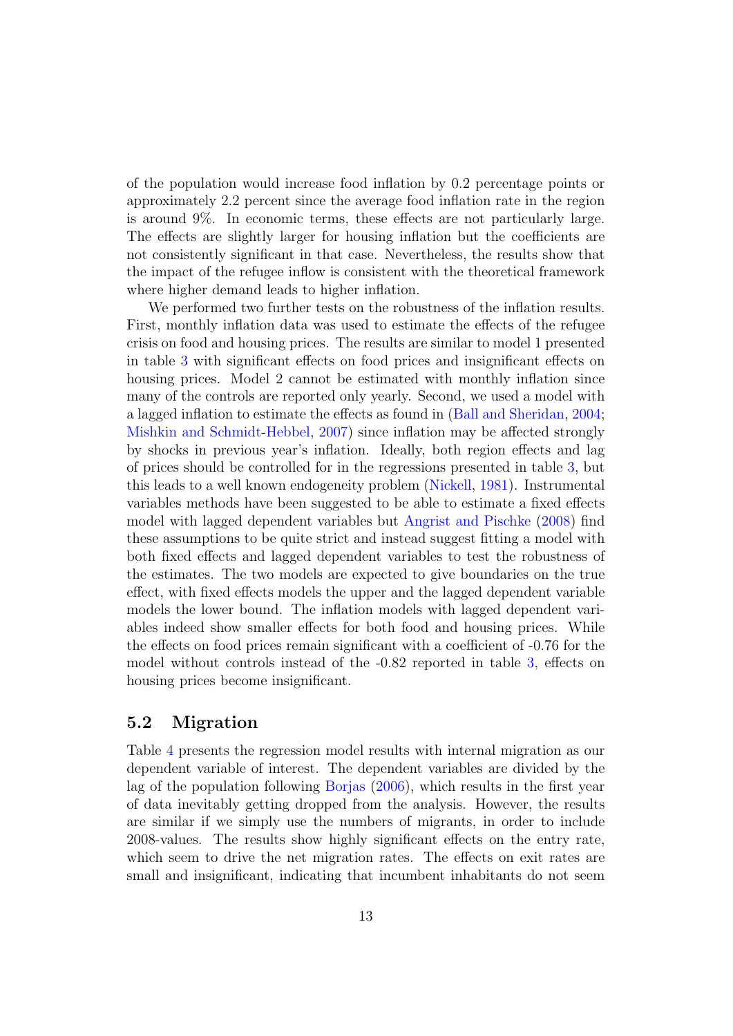of the population would increase food inflation by 0.2 percentage points or approximately 2.2 percent since the average food inflation rate in the region is around 9%. In economic terms, these effects are not particularly large. The effects are slightly larger for housing inflation but the coefficients are not consistently significant in that case. Nevertheless, the results show that the impact of the refugee inflow is consistent with the theoretical framework where higher demand leads to higher inflation.

We performed two further tests on the robustness of the inflation results. First, monthly inflation data was used to estimate the effects of the refugee crisis on food and housing prices. The results are similar to model 1 presented in table 3 with significant effects on food prices and insignificant effects on housing prices. Model 2 cannot be estimated with monthly inflation since many of the controls are reported only yearly. Second, we used a model with a lagged inflation to estimate the effects as found in (Ball and Sheridan, 2004; Mishkin and Schmidt-Hebbel, 2007) since inflation may be affected strongly by shocks in previous year's inflation. Ideally, both region effects and lag of prices should be controlled for in the regressions presented in table 3, but this leads to a well known endogeneity problem (Nickell, 1981). Instrumental variables methods have been suggested to be able to estimate a fixed effects model with lagged dependent variables but Angrist and Pischke (2008) find these assumptions to be quite strict and instead suggest fitting a model with both fixed effects and lagged dependent variables to test the robustness of the estimates. The two models are expected to give boundaries on the true effect, with fixed effects models the upper and the lagged dependent variable models the lower bound. The inflation models with lagged dependent variables indeed show smaller effects for both food and housing prices. While the effects on food prices remain significant with a coefficient of -0.76 for the model without controls instead of the -0.82 reported in table 3, effects on housing prices become insignificant.

## 5.2 Migration

Table 4 presents the regression model results with internal migration as our dependent variable of interest. The dependent variables are divided by the lag of the population following Borjas (2006), which results in the first year of data inevitably getting dropped from the analysis. However, the results are similar if we simply use the numbers of migrants, in order to include 2008-values. The results show highly significant effects on the entry rate, which seem to drive the net migration rates. The effects on exit rates are small and insignificant, indicating that incumbent inhabitants do not seem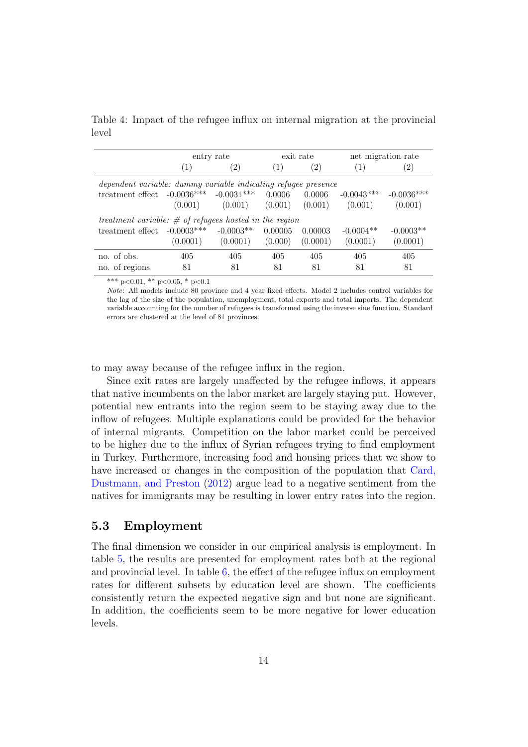Table 4: Impact of the refugee influx on internal migration at the provincial level

| | entry rate | | exit rate | | net migration rate | |
|---|---|---|---|---|---|---|
| | (1) | (2) | (1) | (2) | (1) | (2) |
| *dependent variable: dummy variable indicating refugee presence* | | | | | | |
| treatment effect | -0.0036*** | -0.0031*** | 0.0006 | 0.0006 | -0.0043*** | -0.0036*** |
| | (0.001) | (0.001) | (0.001) | (0.001) | (0.001) | (0.001) |
| *treatment variable: # of refugees hosted in the region* | | | | | | |
| treatment effect | -0.0003*** | -0.0003** | 0.00005 | 0.00003 | -0.0004** | -0.0003** |
| | (0.0001) | (0.0001) | (0.000) | (0.0001) | (0.0001) | (0.0001) |
| no. of obs. | 405 | 405 | 405 | 405 | 405 | 405 |
| no. of regions | 81 | 81 | 81 | 81 | 81 | 81 |

*** p<0.01, ** p<0.05, * p<0.1

*Note*: All models include 80 province and 4 year fixed effects. Model 2 includes control variables for the lag of the size of the population, unemployment, total exports and total imports. The dependent variable accounting for the number of refugees is transformed using the inverse sine function. Standard errors are clustered at the level of 81 provinces.

to may away because of the refugee influx in the region.

Since exit rates are largely unaffected by the refugee inflows, it appears that native incumbents on the labor market are largely staying put. However, potential new entrants into the region seem to be staying away due to the inflow of refugees. Multiple explanations could be provided for the behavior of internal migrants. Competition on the labor market could be perceived to be higher due to the influx of Syrian refugees trying to find employment in Turkey. Furthermore, increasing food and housing prices that we show to have increased or changes in the composition of the population that Card, Dustmann, and Preston (2012) argue lead to a negative sentiment from the natives for immigrants may be resulting in lower entry rates into the region.

## 5.3 Employment

The final dimension we consider in our empirical analysis is employment. In table 5, the results are presented for employment rates both at the regional and provincial level. In table 6, the effect of the refugee influx on employment rates for different subsets by education level are shown. The coefficients consistently return the expected negative sign and but none are significant. In addition, the coefficients seem to be more negative for lower education levels.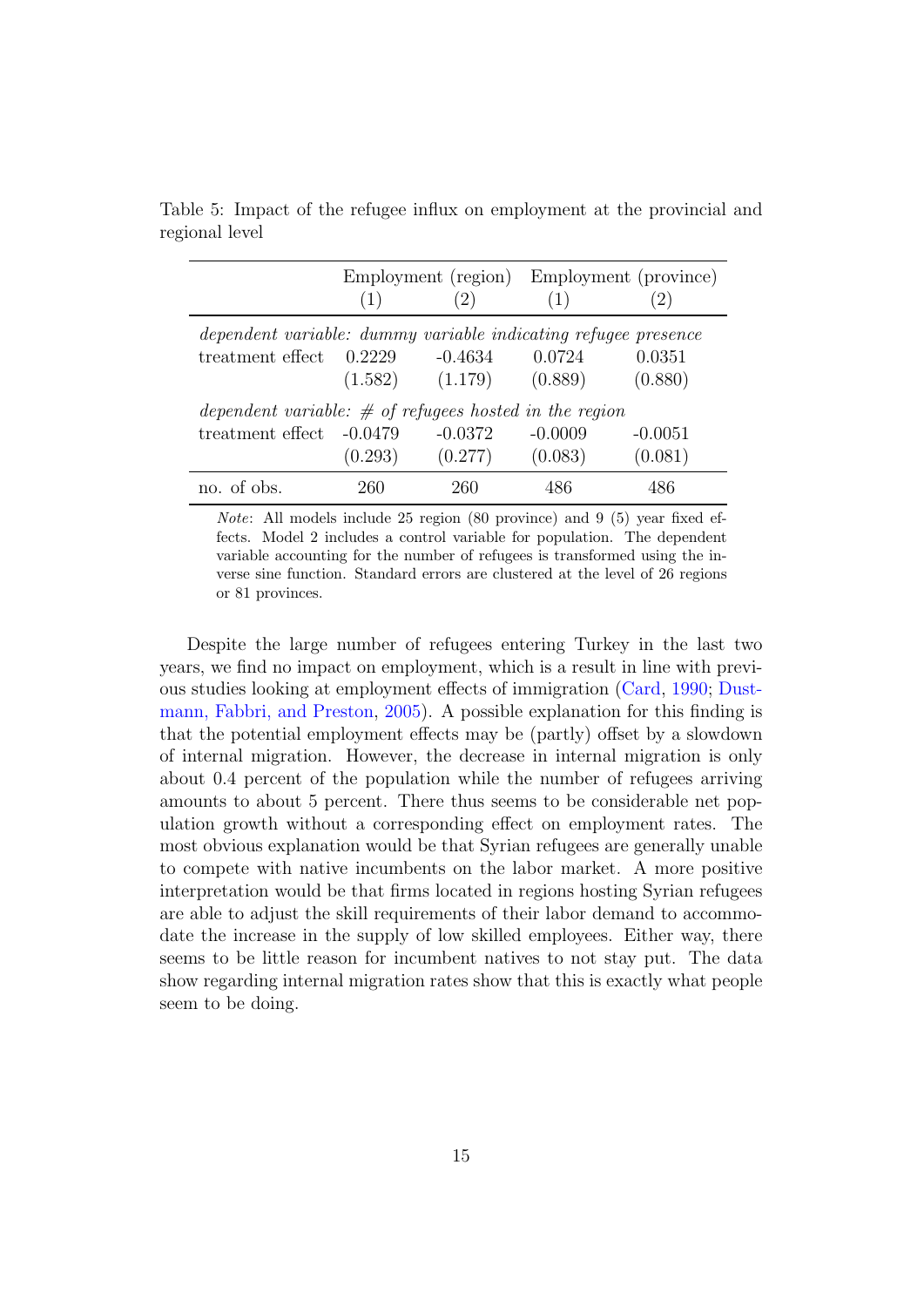Table 5: Impact of the refugee influx on employment at the provincial and regional level

| | Employment (region) | | Employment (province) | |
|---|---|---|---|---|
| | (1) | (2) | (1) | (2) |
| *dependent variable: dummy variable indicating refugee presence* | | | | |
| treatment effect | 0.2229 | -0.4634 | 0.0724 | 0.0351 |
| | (1.582) | (1.179) | (0.889) | (0.880) |
| *dependent variable: # of refugees hosted in the region* | | | | |
| treatment effect | -0.0479 | -0.0372 | -0.0009 | -0.0051 |
| | (0.293) | (0.277) | (0.083) | (0.081) |
| no. of obs. | 260 | 260 | 486 | 486 |

*Note*: All models include 25 region (80 province) and 9 (5) year fixed effects. Model 2 includes a control variable for population. The dependent variable accounting for the number of refugees is transformed using the inverse sine function. Standard errors are clustered at the level of 26 regions or 81 provinces.

Despite the large number of refugees entering Turkey in the last two years, we find no impact on employment, which is a result in line with previous studies looking at employment effects of immigration (Card, 1990; Dustmann, Fabbri, and Preston, 2005). A possible explanation for this finding is that the potential employment effects may be (partly) offset by a slowdown of internal migration. However, the decrease in internal migration is only about 0.4 percent of the population while the number of refugees arriving amounts to about 5 percent. There thus seems to be considerable net population growth without a corresponding effect on employment rates. The most obvious explanation would be that Syrian refugees are generally unable to compete with native incumbents on the labor market. A more positive interpretation would be that firms located in regions hosting Syrian refugees are able to adjust the skill requirements of their labor demand to accommodate the increase in the supply of low skilled employees. Either way, there seems to be little reason for incumbent natives to not stay put. The data show regarding internal migration rates show that this is exactly what people seem to be doing.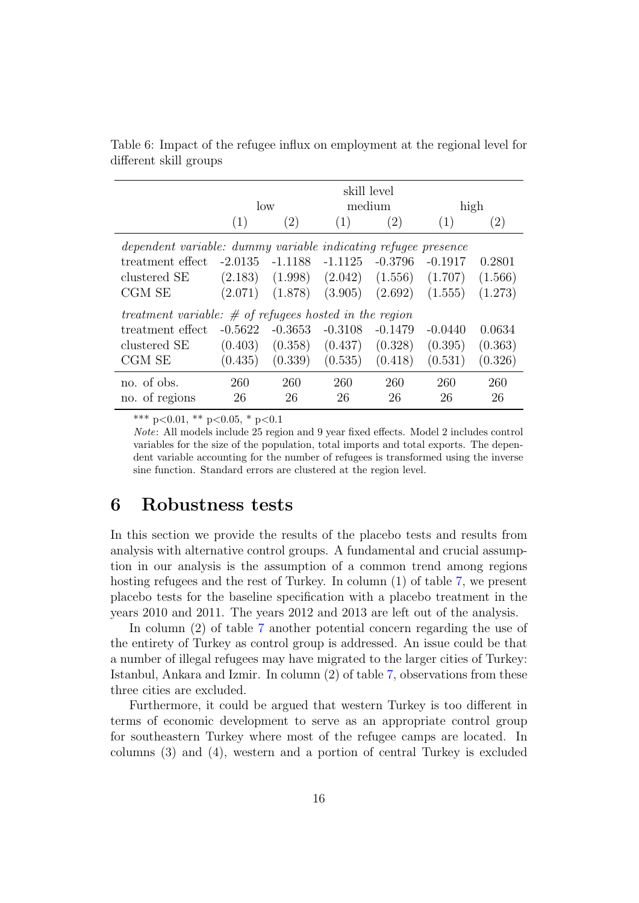Table 6: Impact of the refugee influx on employment at the regional level for different skill groups

| | skill level | | | | | |
|---|---|---|---|---|---|---|
| | low | | medium | | high | |
| | (1) | (2) | (1) | (2) | (1) | (2) |
| *dependent variable: dummy variable indicating refugee presence* | | | | | | |
| treatment effect | -2.0135 | -1.1188 | -1.1125 | -0.3796 | -0.1917 | 0.2801 |
| clustered SE | (2.183) | (1.998) | (2.042) | (1.556) | (1.707) | (1.566) |
| CGM SE | (2.071) | (1.878) | (3.905) | (2.692) | (1.555) | (1.273) |
| *treatment variable: # of refugees hosted in the region* | | | | | | |
| treatment effect | -0.5622 | -0.3653 | -0.3108 | -0.1479 | -0.0440 | 0.0634 |
| clustered SE | (0.403) | (0.358) | (0.437) | (0.328) | (0.395) | (0.363) |
| CGM SE | (0.435) | (0.339) | (0.535) | (0.418) | (0.531) | (0.326) |
| no. of obs. | 260 | 260 | 260 | 260 | 260 | 260 |
| no. of regions | 26 | 26 | 26 | 26 | 26 | 26 |

*** p<0.01, ** p<0.05, * p<0.1

*Note*: All models include 25 region and 9 year fixed effects. Model 2 includes control variables for the size of the population, total imports and total exports. The dependent variable accounting for the number of refugees is transformed using the inverse sine function. Standard errors are clustered at the region level.

# 6 Robustness tests

In this section we provide the results of the placebo tests and results from analysis with alternative control groups. A fundamental and crucial assumption in our analysis is the assumption of a common trend among regions hosting refugees and the rest of Turkey. In column (1) of table 7, we present placebo tests for the baseline specification with a placebo treatment in the years 2010 and 2011. The years 2012 and 2013 are left out of the analysis.

In column (2) of table 7 another potential concern regarding the use of the entirety of Turkey as control group is addressed. An issue could be that a number of illegal refugees may have migrated to the larger cities of Turkey: Istanbul, Ankara and Izmir. In column (2) of table 7, observations from these three cities are excluded.

Furthermore, it could be argued that western Turkey is too different in terms of economic development to serve as an appropriate control group for southeastern Turkey where most of the refugee camps are located. In columns (3) and (4), western and a portion of central Turkey is excluded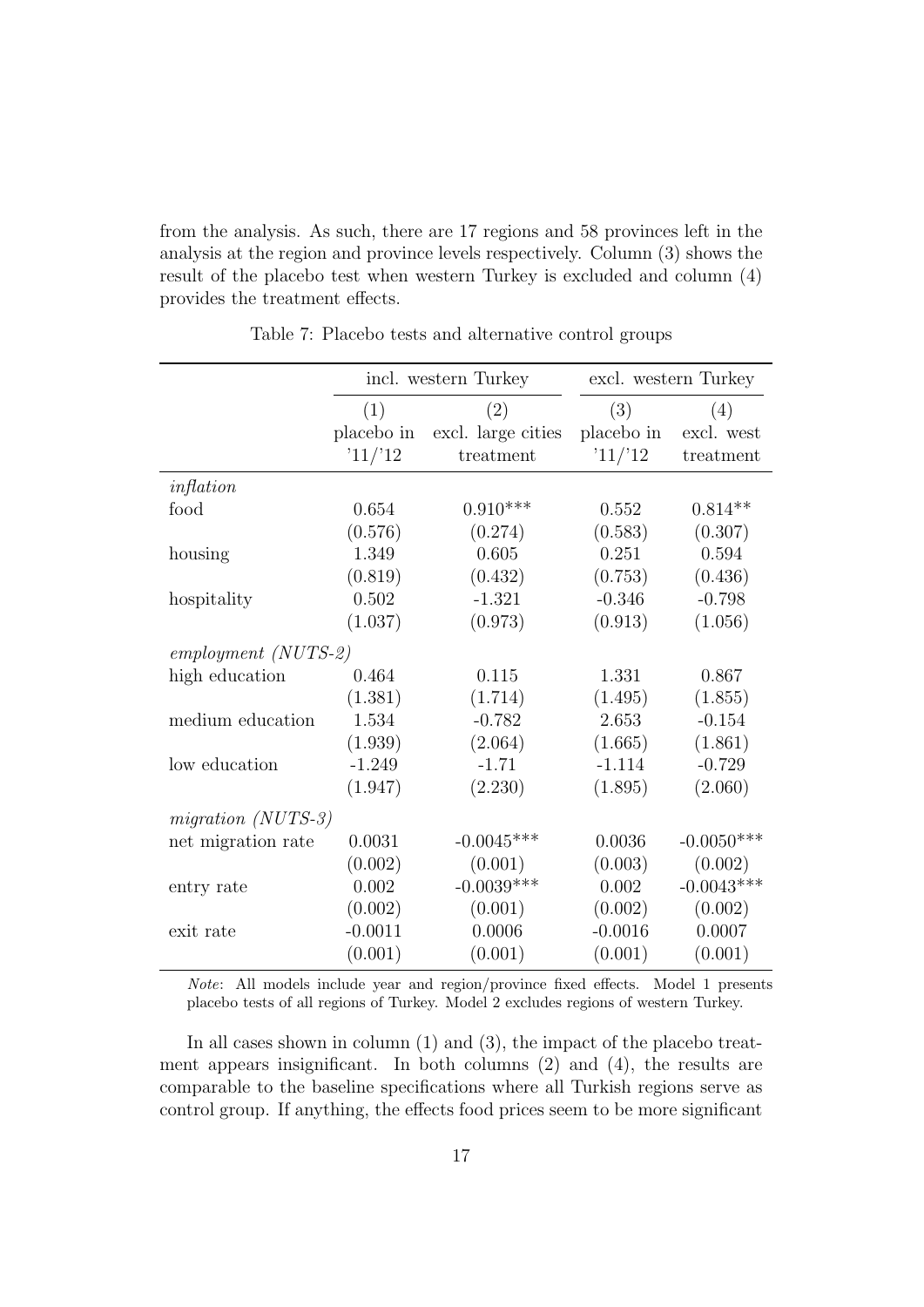from the analysis. As such, there are 17 regions and 58 provinces left in the analysis at the region and province levels respectively. Column (3) shows the result of the placebo test when western Turkey is excluded and column (4) provides the treatment effects.

Table 7: Placebo tests and alternative control groups

| | incl. western Turkey | | excl. western Turkey | |
|---|---|---|---|---|
| | (1) placebo in '11/'12 | (2) excl. large cities treatment | (3) placebo in '11/'12 | (4) excl. west treatment |
| *inflation* | | | | |
| food | 0.654 | 0.910*** | 0.552 | 0.814** |
| | (0.576) | (0.274) | (0.583) | (0.307) |
| housing | 1.349 | 0.605 | 0.251 | 0.594 |
| | (0.819) | (0.432) | (0.753) | (0.436) |
| hospitality | 0.502 | -1.321 | -0.346 | -0.798 |
| | (1.037) | (0.973) | (0.913) | (1.056) |
| *employment (NUTS-2)* | | | | |
| high education | 0.464 | 0.115 | 1.331 | 0.867 |
| | (1.381) | (1.714) | (1.495) | (1.855) |
| medium education | 1.534 | -0.782 | 2.653 | -0.154 |
| | (1.939) | (2.064) | (1.665) | (1.861) |
| low education | -1.249 | -1.71 | -1.114 | -0.729 |
| | (1.947) | (2.230) | (1.895) | (2.060) |
| *migration (NUTS-3)* | | | | |
| net migration rate | 0.0031 | -0.0045*** | 0.0036 | -0.0050*** |
| | (0.002) | (0.001) | (0.003) | (0.002) |
| entry rate | 0.002 | -0.0039*** | 0.002 | -0.0043*** |
| | (0.002) | (0.001) | (0.002) | (0.002) |
| exit rate | -0.0011 | 0.0006 | -0.0016 | 0.0007 |
| | (0.001) | (0.001) | (0.001) | (0.001) |

*Note*: All models include year and region/province fixed effects. Model 1 presents placebo tests of all regions of Turkey. Model 2 excludes regions of western Turkey.

In all cases shown in column (1) and (3), the impact of the placebo treatment appears insignificant. In both columns (2) and (4), the results are comparable to the baseline specifications where all Turkish regions serve as control group. If anything, the effects food prices seem to be more significant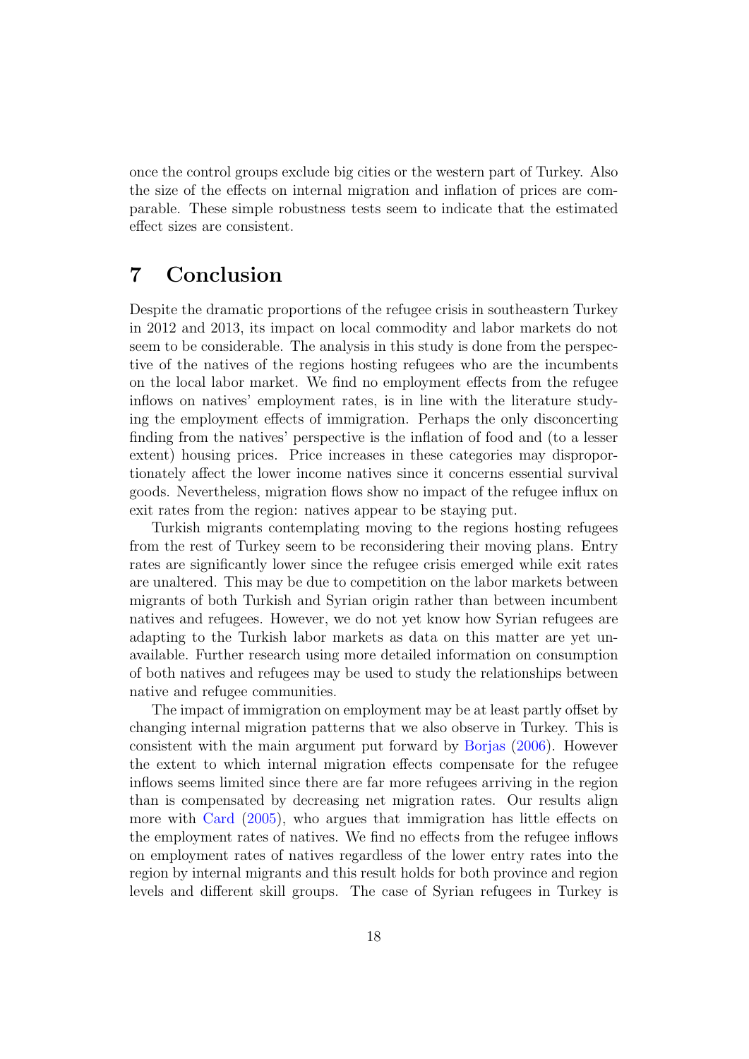once the control groups exclude big cities or the western part of Turkey. Also the size of the effects on internal migration and inflation of prices are comparable. These simple robustness tests seem to indicate that the estimated effect sizes are consistent.

# 7 Conclusion

Despite the dramatic proportions of the refugee crisis in southeastern Turkey in 2012 and 2013, its impact on local commodity and labor markets do not seem to be considerable. The analysis in this study is done from the perspective of the natives of the regions hosting refugees who are the incumbents on the local labor market. We find no employment effects from the refugee inflows on natives' employment rates, is in line with the literature studying the employment effects of immigration. Perhaps the only disconcerting finding from the natives' perspective is the inflation of food and (to a lesser extent) housing prices. Price increases in these categories may disproportionately affect the lower income natives since it concerns essential survival goods. Nevertheless, migration flows show no impact of the refugee influx on exit rates from the region: natives appear to be staying put.

Turkish migrants contemplating moving to the regions hosting refugees from the rest of Turkey seem to be reconsidering their moving plans. Entry rates are significantly lower since the refugee crisis emerged while exit rates are unaltered. This may be due to competition on the labor markets between migrants of both Turkish and Syrian origin rather than between incumbent natives and refugees. However, we do not yet know how Syrian refugees are adapting to the Turkish labor markets as data on this matter are yet unavailable. Further research using more detailed information on consumption of both natives and refugees may be used to study the relationships between native and refugee communities.

The impact of immigration on employment may be at least partly offset by changing internal migration patterns that we also observe in Turkey. This is consistent with the main argument put forward by Borjas (2006). However the extent to which internal migration effects compensate for the refugee inflows seems limited since there are far more refugees arriving in the region than is compensated by decreasing net migration rates. Our results align more with Card (2005), who argues that immigration has little effects on the employment rates of natives. We find no effects from the refugee inflows on employment rates of natives regardless of the lower entry rates into the region by internal migrants and this result holds for both province and region levels and different skill groups. The case of Syrian refugees in Turkey is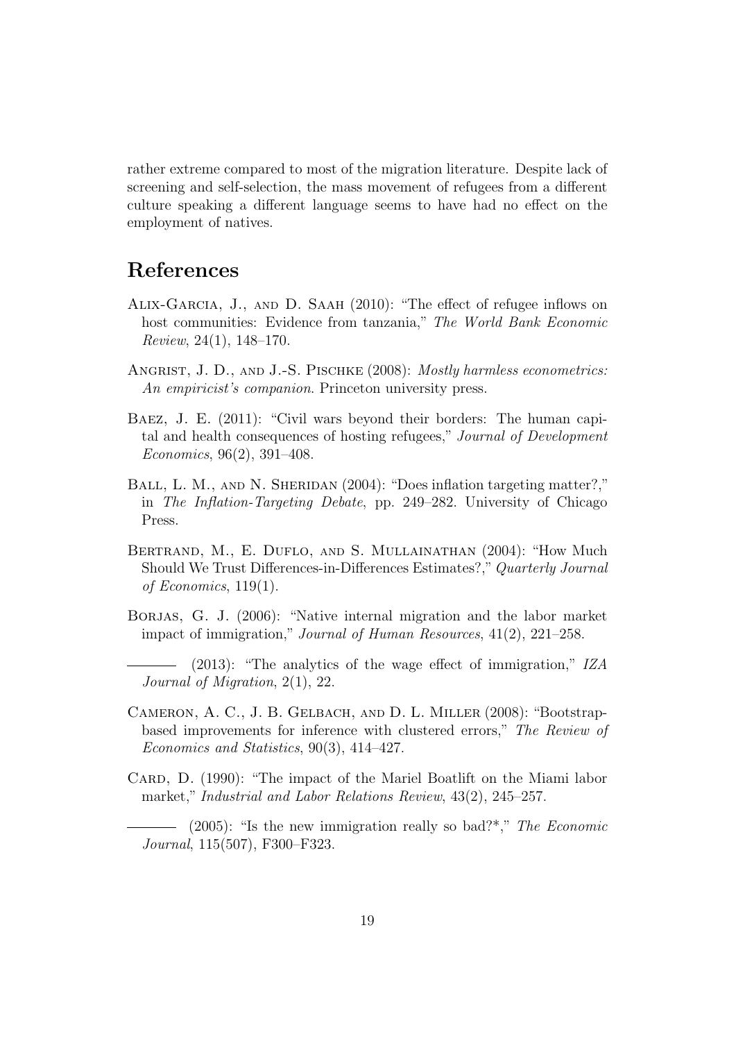rather extreme compared to most of the migration literature. Despite lack of screening and self-selection, the mass movement of refugees from a different culture speaking a different language seems to have had no effect on the employment of natives.

# References

Alix-Garcia, J., and D. Saah (2010): "The effect of refugee inflows on host communities: Evidence from tanzania," *The World Bank Economic Review*, 24(1), 148–170.

Angrist, J. D., and J.-S. Pischke (2008): *Mostly harmless econometrics: An empiricist's companion*. Princeton university press.

Baez, J. E. (2011): "Civil wars beyond their borders: The human capital and health consequences of hosting refugees," *Journal of Development Economics*, 96(2), 391–408.

Ball, L. M., and N. Sheridan (2004): "Does inflation targeting matter?," in *The Inflation-Targeting Debate*, pp. 249–282. University of Chicago Press.

Bertrand, M., E. Duflo, and S. Mullainathan (2004): "How Much Should We Trust Differences-in-Differences Estimates?," *Quarterly Journal of Economics*, 119(1).

Borjas, G. J. (2006): "Native internal migration and the labor market impact of immigration," *Journal of Human Resources*, 41(2), 221–258.

——— (2013): "The analytics of the wage effect of immigration," *IZA Journal of Migration*, 2(1), 22.

Cameron, A. C., J. B. Gelbach, and D. L. Miller (2008): "Bootstrap-based improvements for inference with clustered errors," *The Review of Economics and Statistics*, 90(3), 414–427.

Card, D. (1990): "The impact of the Mariel Boatlift on the Miami labor market," *Industrial and Labor Relations Review*, 43(2), 245–257.

——— (2005): "Is the new immigration really so bad?*," *The Economic Journal*, 115(507), F300–F323.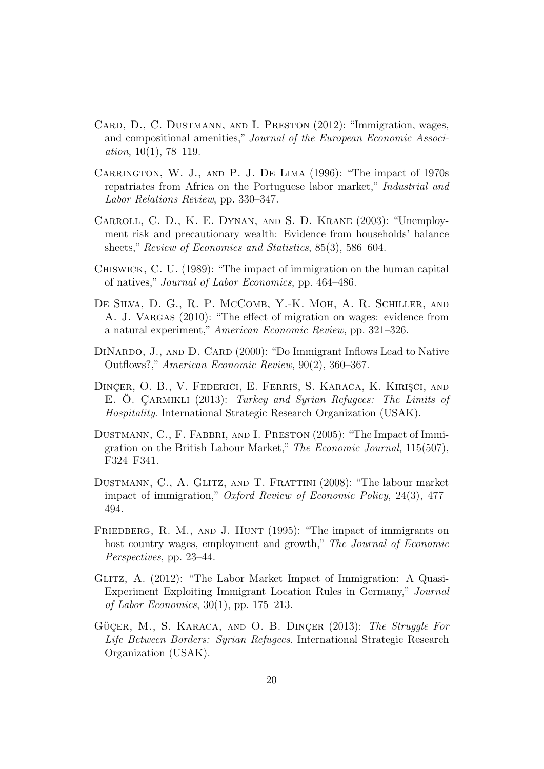Card, D., C. Dustmann, and I. Preston (2012): "Immigration, wages, and compositional amenities," *Journal of the European Economic Association*, 10(1), 78–119.

Carrington, W. J., and P. J. De Lima (1996): "The impact of 1970s repatriates from Africa on the Portuguese labor market," *Industrial and Labor Relations Review*, pp. 330–347.

Carroll, C. D., K. E. Dynan, and S. D. Krane (2003): "Unemployment risk and precautionary wealth: Evidence from households' balance sheets," *Review of Economics and Statistics*, 85(3), 586–604.

Chiswick, C. U. (1989): "The impact of immigration on the human capital of natives," *Journal of Labor Economics*, pp. 464–486.

De Silva, D. G., R. P. McComb, Y.-K. Moh, A. R. Schiller, and A. J. Vargas (2010): "The effect of migration on wages: evidence from a natural experiment," *American Economic Review*, pp. 321–326.

DiNardo, J., and D. Card (2000): "Do Immigrant Inflows Lead to Native Outflows?," *American Economic Review*, 90(2), 360–367.

Dinçer, O. B., V. Federici, E. Ferris, S. Karaca, K. Kirişci, and E. Ö. Çarmikli (2013): *Turkey and Syrian Refugees: The Limits of Hospitality*. International Strategic Research Organization (USAK).

Dustmann, C., F. Fabbri, and I. Preston (2005): "The Impact of Immigration on the British Labour Market," *The Economic Journal*, 115(507), F324–F341.

Dustmann, C., A. Glitz, and T. Frattini (2008): "The labour market impact of immigration," *Oxford Review of Economic Policy*, 24(3), 477–494.

Friedberg, R. M., and J. Hunt (1995): "The impact of immigrants on host country wages, employment and growth," *The Journal of Economic Perspectives*, pp. 23–44.

Glitz, A. (2012): "The Labor Market Impact of Immigration: A Quasi-Experiment Exploiting Immigrant Location Rules in Germany," *Journal of Labor Economics*, 30(1), pp. 175–213.

Güçer, M., S. Karaca, and O. B. Dinçer (2013): *The Struggle For Life Between Borders: Syrian Refugees*. International Strategic Research Organization (USAK).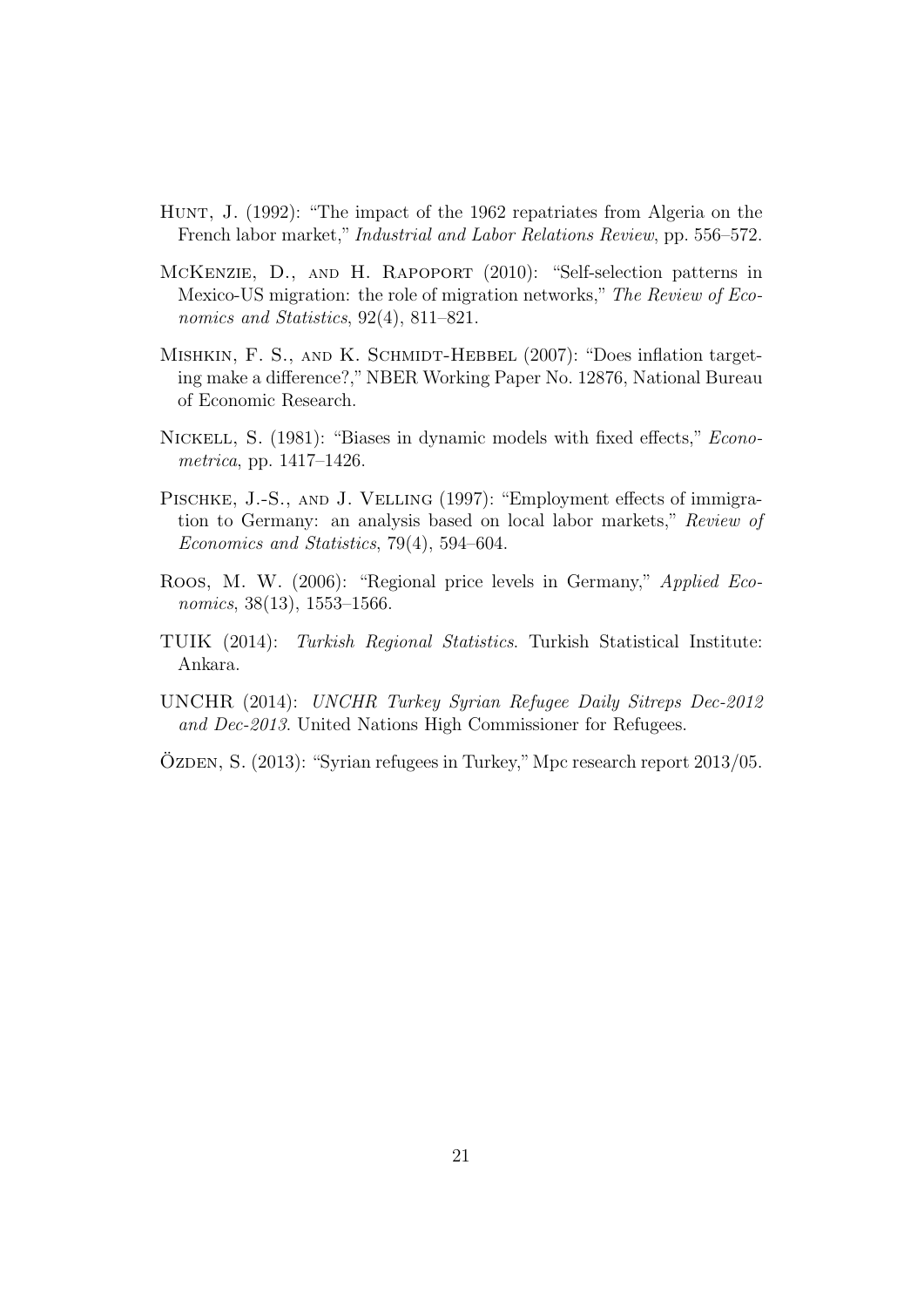Hunt, J. (1992): "The impact of the 1962 repatriates from Algeria on the French labor market," *Industrial and Labor Relations Review*, pp. 556–572.

McKenzie, D., and H. Rapoport (2010): "Self-selection patterns in Mexico-US migration: the role of migration networks," *The Review of Economics and Statistics*, 92(4), 811–821.

Mishkin, F. S., and K. Schmidt-Hebbel (2007): "Does inflation targeting make a difference?," NBER Working Paper No. 12876, National Bureau of Economic Research.

Nickell, S. (1981): "Biases in dynamic models with fixed effects," *Econometrica*, pp. 1417–1426.

Pischke, J.-S., and J. Velling (1997): "Employment effects of immigration to Germany: an analysis based on local labor markets," *Review of Economics and Statistics*, 79(4), 594–604.

Roos, M. W. (2006): "Regional price levels in Germany," *Applied Economics*, 38(13), 1553–1566.

TUIK (2014): *Turkish Regional Statistics*. Turkish Statistical Institute: Ankara.

UNCHR (2014): *UNCHR Turkey Syrian Refugee Daily Sitreps Dec-2012 and Dec-2013*. United Nations High Commissioner for Refugees.

Özden, S. (2013): "Syrian refugees in Turkey," Mpc research report 2013/05.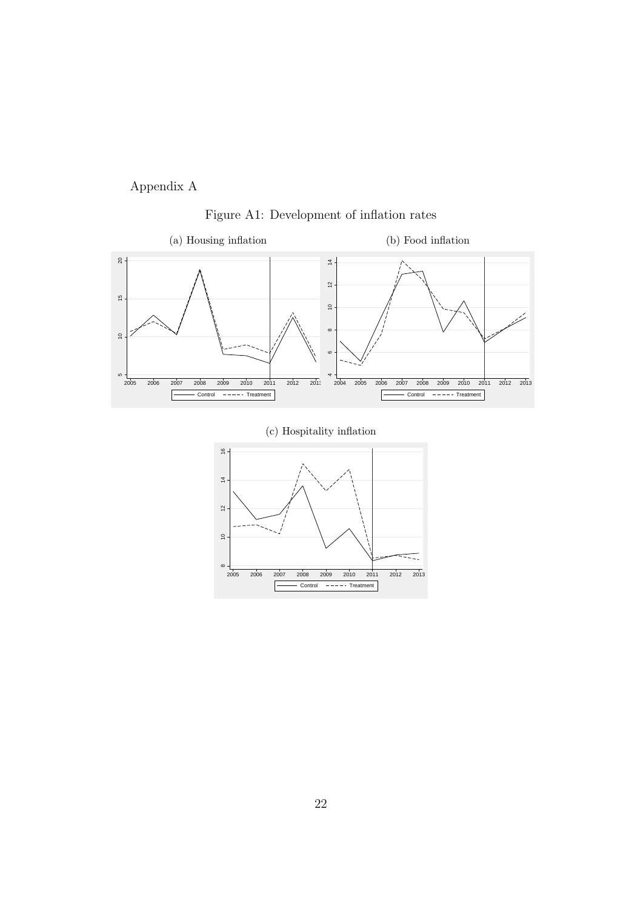Appendix A

Figure A1: Development of inflation rates

(a) Housing inflation

(b) Food inflation

(c) Hospitality inflation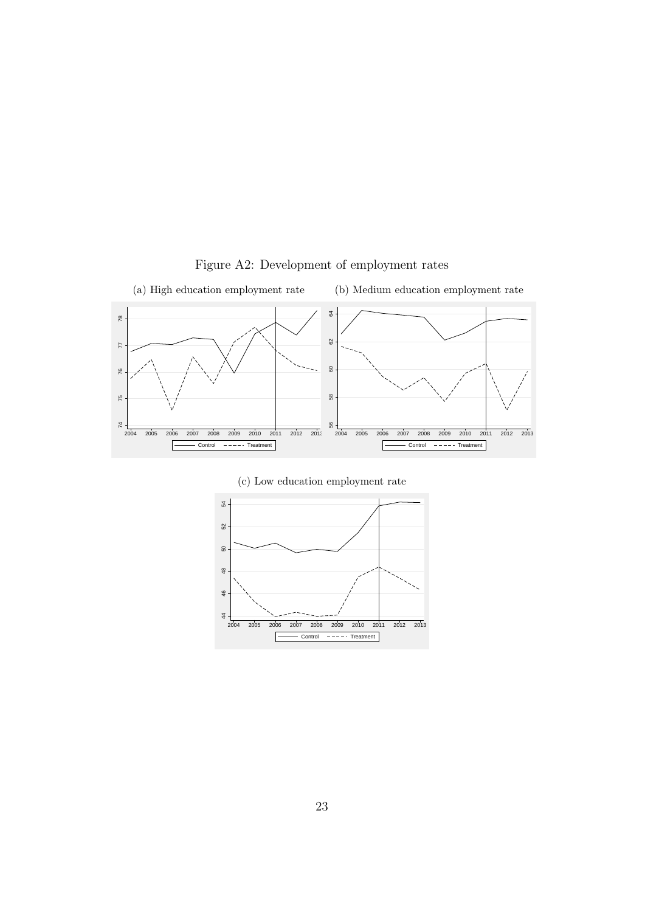Figure A2: Development of employment rates

(a) High education employment rate

(b) Medium education employment rate

(c) Low education employment rate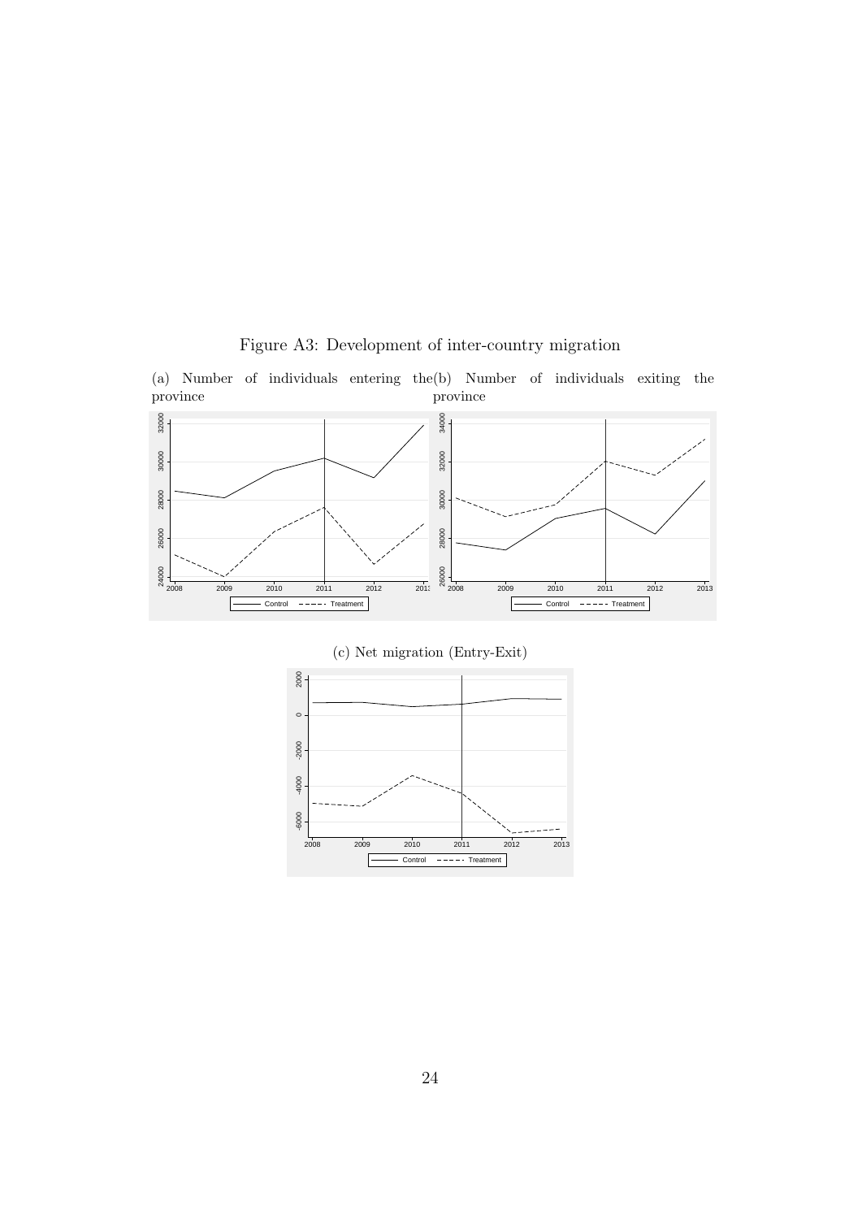Figure A3: Development of inter-country migration

(a) Number of individuals entering the province

32000
30000
28000
26000
24000
2008 2009 2010 2011 2012 2013
Control Treatment

(b) Number of individuals exiting the province

34000
32000
30000
28000
26000
2008 2009 2010 2011 2012 2013
Control Treatment

(c) Net migration (Entry-Exit)

2000
0
-2000
-4000
-6000
2008 2009 2010 2011 2012 2013
Control Treatment